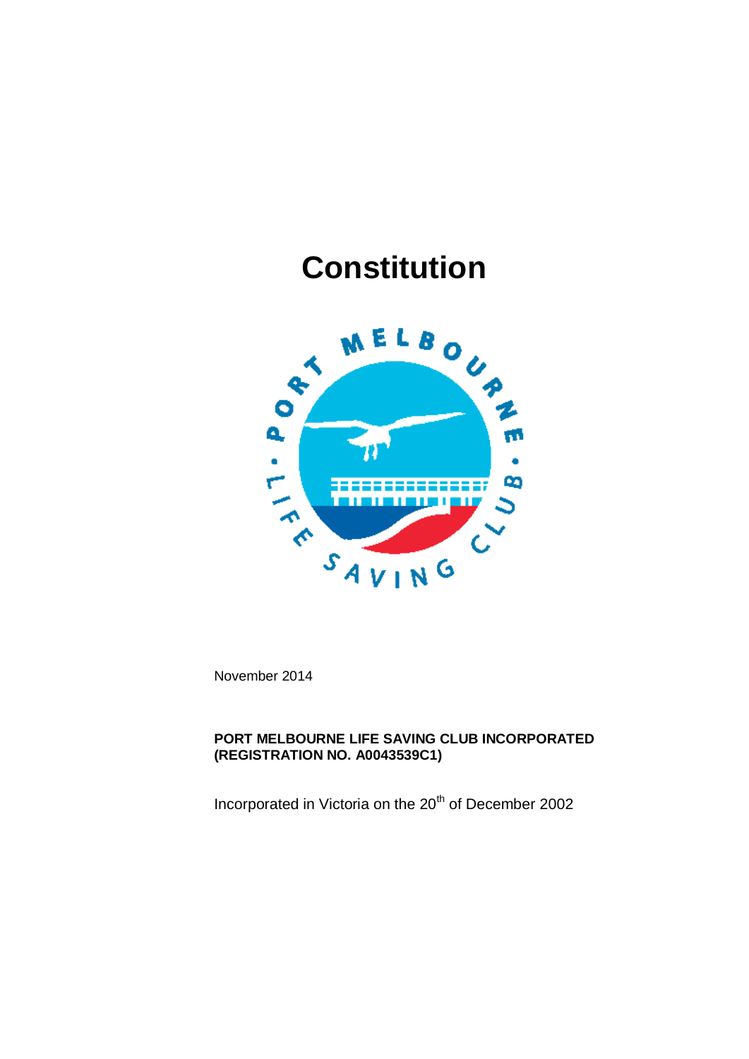# Constitution

November 2014

**PORT MELBOURNE LIFE SAVING CLUB INCORPORATED (REGISTRATION NO. A0043539C1)**

Incorporated in Victoria on the 20th of December 2002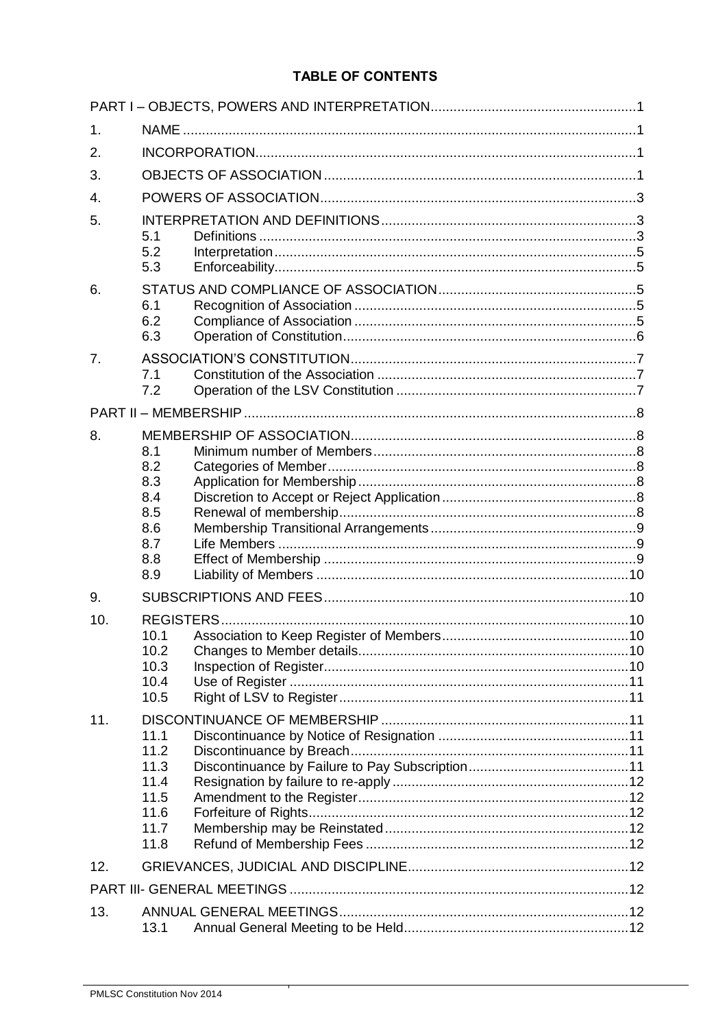**TABLE OF CONTENTS**

| | | | |
|---|---|---|---|
| PART I – OBJECTS, POWERS AND INTERPRETATION | | | 1 |
| 1. | NAME | | 1 |
| 2. | INCORPORATION | | 1 |
| 3. | OBJECTS OF ASSOCIATION | | 1 |
| 4. | POWERS OF ASSOCIATION | | 3 |
| 5. | INTERPRETATION AND DEFINITIONS | | 3 |
| | 5.1 | Definitions | 3 |
| | 5.2 | Interpretation | 5 |
| | 5.3 | Enforceability | 5 |
| 6. | STATUS AND COMPLIANCE OF ASSOCIATION | | 5 |
| | 6.1 | Recognition of Association | 5 |
| | 6.2 | Compliance of Association | 5 |
| | 6.3 | Operation of Constitution | 6 |
| 7. | ASSOCIATION'S CONSTITUTION | | 7 |
| | 7.1 | Constitution of the Association | 7 |
| | 7.2 | Operation of the LSV Constitution | 7 |
| PART II – MEMBERSHIP | | | 8 |
| 8. | MEMBERSHIP OF ASSOCIATION | | 8 |
| | 8.1 | Minimum number of Members | 8 |
| | 8.2 | Categories of Member | 8 |
| | 8.3 | Application for Membership | 8 |
| | 8.4 | Discretion to Accept or Reject Application | 8 |
| | 8.5 | Renewal of membership | 8 |
| | 8.6 | Membership Transitional Arrangements | 9 |
| | 8.7 | Life Members | 9 |
| | 8.8 | Effect of Membership | 9 |
| | 8.9 | Liability of Members | 10 |
| 9. | SUBSCRIPTIONS AND FEES | | 10 |
| 10. | REGISTERS | | 10 |
| | 10.1 | Association to Keep Register of Members | 10 |
| | 10.2 | Changes to Member details | 10 |
| | 10.3 | Inspection of Register | 10 |
| | 10.4 | Use of Register | 11 |
| | 10.5 | Right of LSV to Register | 11 |
| 11. | DISCONTINUANCE OF MEMBERSHIP | | 11 |
| | 11.1 | Discontinuance by Notice of Resignation | 11 |
| | 11.2 | Discontinuance by Breach | 11 |
| | 11.3 | Discontinuance by Failure to Pay Subscription | 11 |
| | 11.4 | Resignation by failure to re-apply | 12 |
| | 11.5 | Amendment to the Register | 12 |
| | 11.6 | Forfeiture of Rights | 12 |
| | 11.7 | Membership may be Reinstated | 12 |
| | 11.8 | Refund of Membership Fees | 12 |
| 12. | GRIEVANCES, JUDICIAL AND DISCIPLINE | | 12 |
| PART III- GENERAL MEETINGS | | | 12 |
| 13. | ANNUAL GENERAL MEETINGS | | 12 |
| | 13.1 | Annual General Meeting to be Held | 12 |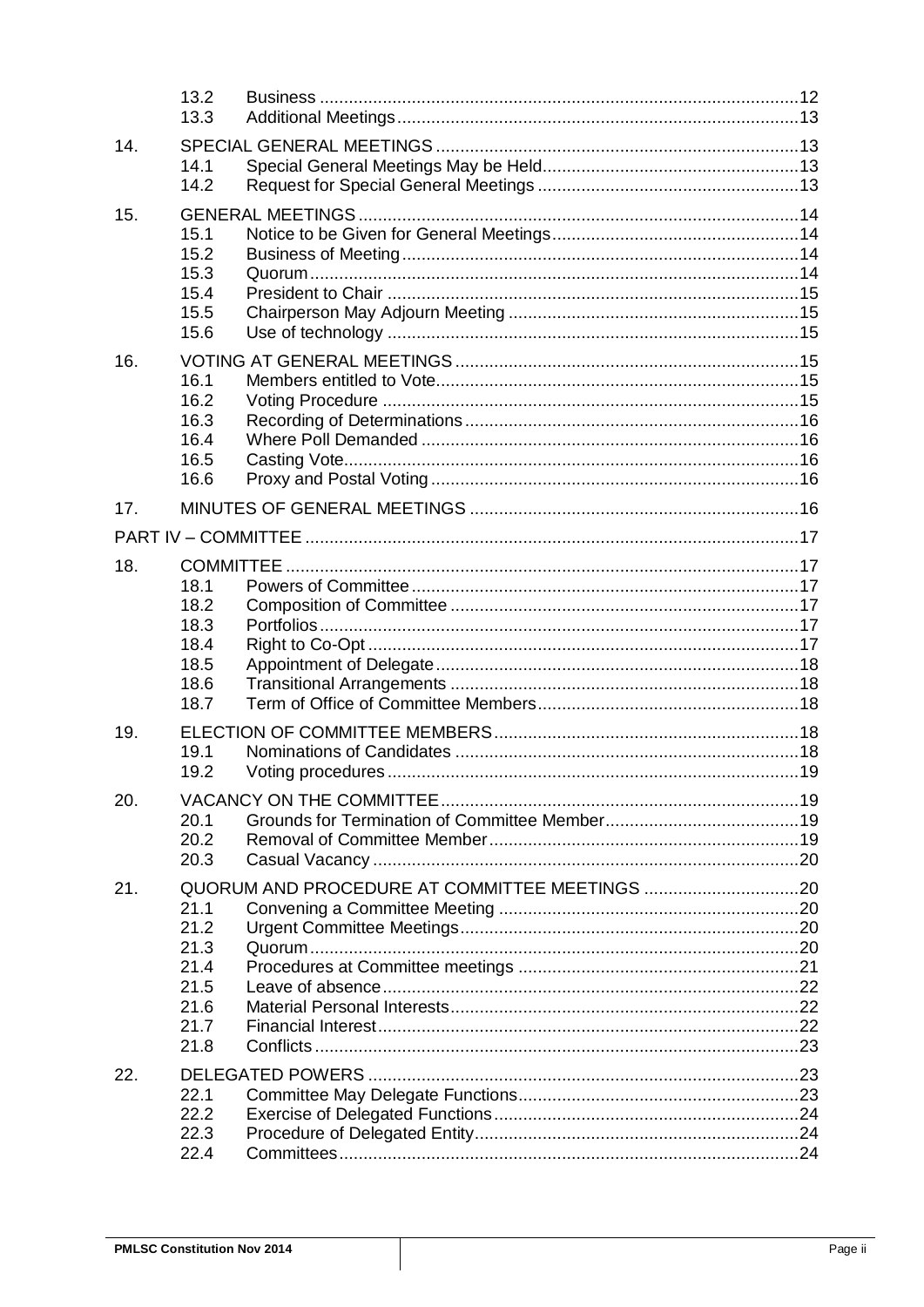| | | | |
|---|---|---|---|
| | 13.2 | Business | 12 |
| | 13.3 | Additional Meetings | 13 |
| 14. | SPECIAL GENERAL MEETINGS | | 13 |
| | 14.1 | Special General Meetings May be Held | 13 |
| | 14.2 | Request for Special General Meetings | 13 |
| 15. | GENERAL MEETINGS | | 14 |
| | 15.1 | Notice to be Given for General Meetings | 14 |
| | 15.2 | Business of Meeting | 14 |
| | 15.3 | Quorum | 14 |
| | 15.4 | President to Chair | 15 |
| | 15.5 | Chairperson May Adjourn Meeting | 15 |
| | 15.6 | Use of technology | 15 |
| 16. | VOTING AT GENERAL MEETINGS | | 15 |
| | 16.1 | Members entitled to Vote | 15 |
| | 16.2 | Voting Procedure | 15 |
| | 16.3 | Recording of Determinations | 16 |
| | 16.4 | Where Poll Demanded | 16 |
| | 16.5 | Casting Vote | 16 |
| | 16.6 | Proxy and Postal Voting | 16 |
| 17. | MINUTES OF GENERAL MEETINGS | | 16 |
| PART IV – COMMITTEE | | | 17 |
| 18. | COMMITTEE | | 17 |
| | 18.1 | Powers of Committee | 17 |
| | 18.2 | Composition of Committee | 17 |
| | 18.3 | Portfolios | 17 |
| | 18.4 | Right to Co-Opt | 17 |
| | 18.5 | Appointment of Delegate | 18 |
| | 18.6 | Transitional Arrangements | 18 |
| | 18.7 | Term of Office of Committee Members | 18 |
| 19. | ELECTION OF COMMITTEE MEMBERS | | 18 |
| | 19.1 | Nominations of Candidates | 18 |
| | 19.2 | Voting procedures | 19 |
| 20. | VACANCY ON THE COMMITTEE | | 19 |
| | 20.1 | Grounds for Termination of Committee Member | 19 |
| | 20.2 | Removal of Committee Member | 19 |
| | 20.3 | Casual Vacancy | 20 |
| 21. | QUORUM AND PROCEDURE AT COMMITTEE MEETINGS | | 20 |
| | 21.1 | Convening a Committee Meeting | 20 |
| | 21.2 | Urgent Committee Meetings | 20 |
| | 21.3 | Quorum | 20 |
| | 21.4 | Procedures at Committee meetings | 21 |
| | 21.5 | Leave of absence | 22 |
| | 21.6 | Material Personal Interests | 22 |
| | 21.7 | Financial Interest | 22 |
| | 21.8 | Conflicts | 23 |
| 22. | DELEGATED POWERS | | 23 |
| | 22.1 | Committee May Delegate Functions | 23 |
| | 22.2 | Exercise of Delegated Functions | 24 |
| | 22.3 | Procedure of Delegated Entity | 24 |
| | 22.4 | Committees | 24 |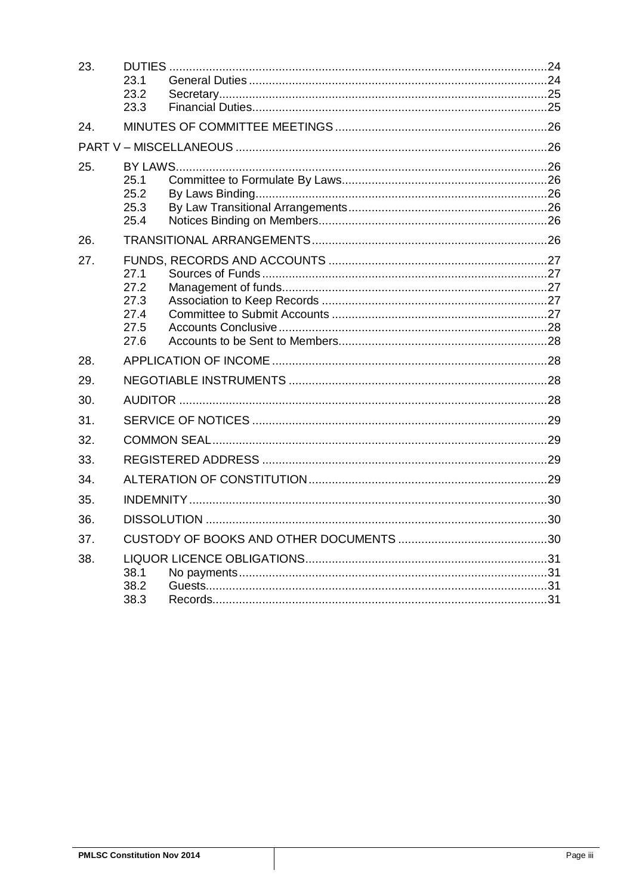| | | | |
|---|---|---|---|
| 23. | DUTIES | | 24 |
| | 23.1 | General Duties | 24 |
| | 23.2 | Secretary | 25 |
| | 23.3 | Financial Duties | 25 |
| 24. | MINUTES OF COMMITTEE MEETINGS | | 26 |
| | PART V – MISCELLANEOUS | | 26 |
| 25. | BY LAWS | | 26 |
| | 25.1 | Committee to Formulate By Laws | 26 |
| | 25.2 | By Laws Binding | 26 |
| | 25.3 | By Law Transitional Arrangements | 26 |
| | 25.4 | Notices Binding on Members | 26 |
| 26. | TRANSITIONAL ARRANGEMENTS | | 26 |
| 27. | FUNDS, RECORDS AND ACCOUNTS | | 27 |
| | 27.1 | Sources of Funds | 27 |
| | 27.2 | Management of funds | 27 |
| | 27.3 | Association to Keep Records | 27 |
| | 27.4 | Committee to Submit Accounts | 27 |
| | 27.5 | Accounts Conclusive | 28 |
| | 27.6 | Accounts to be Sent to Members | 28 |
| 28. | APPLICATION OF INCOME | | 28 |
| 29. | NEGOTIABLE INSTRUMENTS | | 28 |
| 30. | AUDITOR | | 28 |
| 31. | SERVICE OF NOTICES | | 29 |
| 32. | COMMON SEAL | | 29 |
| 33. | REGISTERED ADDRESS | | 29 |
| 34. | ALTERATION OF CONSTITUTION | | 29 |
| 35. | INDEMNITY | | 30 |
| 36. | DISSOLUTION | | 30 |
| 37. | CUSTODY OF BOOKS AND OTHER DOCUMENTS | | 30 |
| 38. | LIQUOR LICENCE OBLIGATIONS | | 31 |
| | 38.1 | No payments | 31 |
| | 38.2 | Guests | 31 |
| | 38.3 | Records | 31 |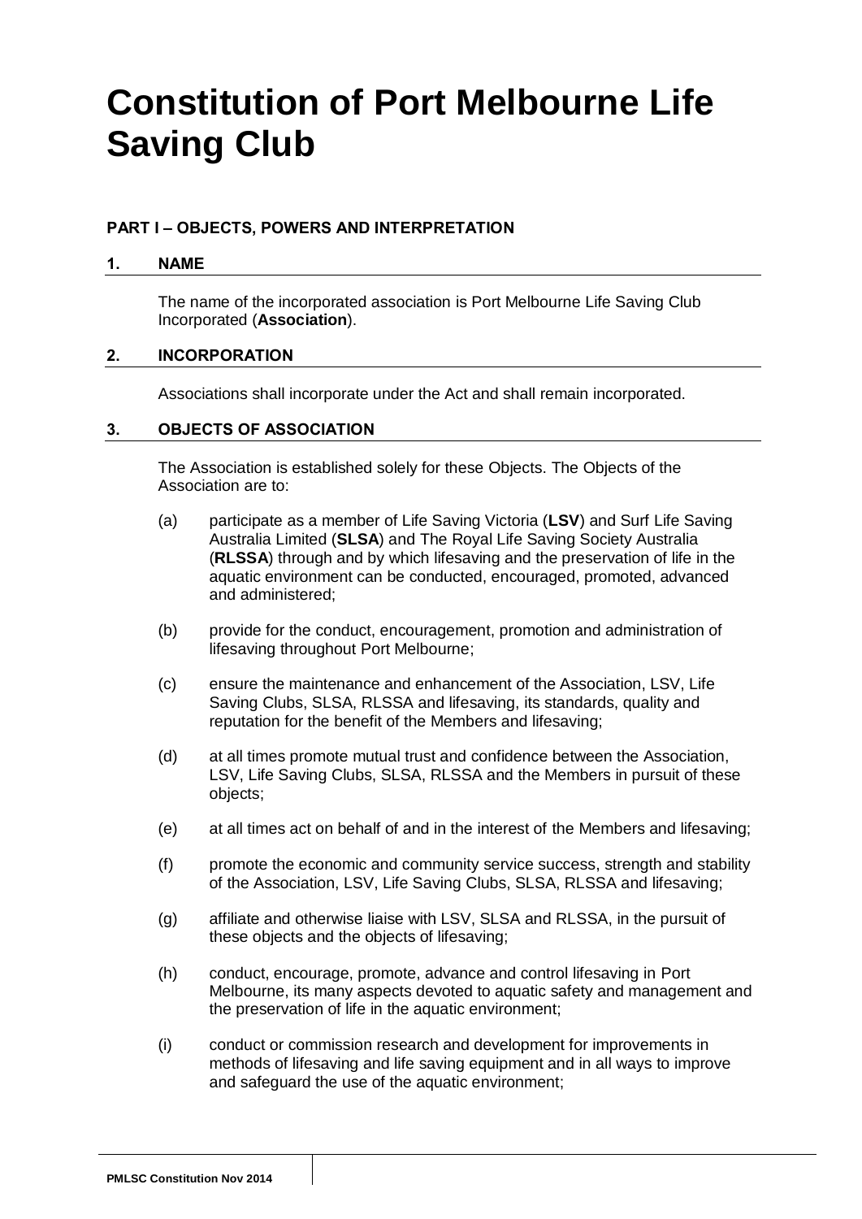# Constitution of Port Melbourne Life Saving Club

### PART I – OBJECTS, POWERS AND INTERPRETATION

#### 1. NAME

The name of the incorporated association is Port Melbourne Life Saving Club Incorporated (**Association**).

#### 2. INCORPORATION

Associations shall incorporate under the Act and shall remain incorporated.

#### 3. OBJECTS OF ASSOCIATION

The Association is established solely for these Objects. The Objects of the Association are to:

(a) participate as a member of Life Saving Victoria (**LSV**) and Surf Life Saving Australia Limited (**SLSA**) and The Royal Life Saving Society Australia (**RLSSA**) through and by which lifesaving and the preservation of life in the aquatic environment can be conducted, encouraged, promoted, advanced and administered;

(b) provide for the conduct, encouragement, promotion and administration of lifesaving throughout Port Melbourne;

(c) ensure the maintenance and enhancement of the Association, LSV, Life Saving Clubs, SLSA, RLSSA and lifesaving, its standards, quality and reputation for the benefit of the Members and lifesaving;

(d) at all times promote mutual trust and confidence between the Association, LSV, Life Saving Clubs, SLSA, RLSSA and the Members in pursuit of these objects;

(e) at all times act on behalf of and in the interest of the Members and lifesaving;

(f) promote the economic and community service success, strength and stability of the Association, LSV, Life Saving Clubs, SLSA, RLSSA and lifesaving;

(g) affiliate and otherwise liaise with LSV, SLSA and RLSSA, in the pursuit of these objects and the objects of lifesaving;

(h) conduct, encourage, promote, advance and control lifesaving in Port Melbourne, its many aspects devoted to aquatic safety and management and the preservation of life in the aquatic environment;

(i) conduct or commission research and development for improvements in methods of lifesaving and life saving equipment and in all ways to improve and safeguard the use of the aquatic environment;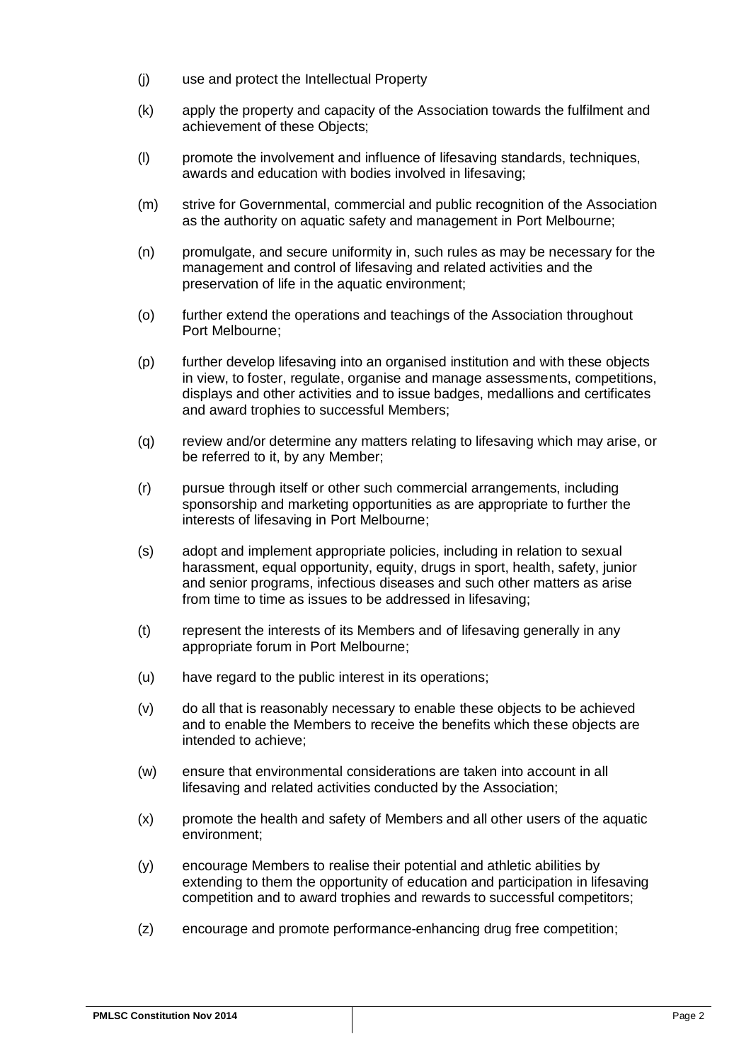(j) use and protect the Intellectual Property

(k) apply the property and capacity of the Association towards the fulfilment and achievement of these Objects;

(l) promote the involvement and influence of lifesaving standards, techniques, awards and education with bodies involved in lifesaving;

(m) strive for Governmental, commercial and public recognition of the Association as the authority on aquatic safety and management in Port Melbourne;

(n) promulgate, and secure uniformity in, such rules as may be necessary for the management and control of lifesaving and related activities and the preservation of life in the aquatic environment;

(o) further extend the operations and teachings of the Association throughout Port Melbourne;

(p) further develop lifesaving into an organised institution and with these objects in view, to foster, regulate, organise and manage assessments, competitions, displays and other activities and to issue badges, medallions and certificates and award trophies to successful Members;

(q) review and/or determine any matters relating to lifesaving which may arise, or be referred to it, by any Member;

(r) pursue through itself or other such commercial arrangements, including sponsorship and marketing opportunities as are appropriate to further the interests of lifesaving in Port Melbourne;

(s) adopt and implement appropriate policies, including in relation to sexual harassment, equal opportunity, equity, drugs in sport, health, safety, junior and senior programs, infectious diseases and such other matters as arise from time to time as issues to be addressed in lifesaving;

(t) represent the interests of its Members and of lifesaving generally in any appropriate forum in Port Melbourne;

(u) have regard to the public interest in its operations;

(v) do all that is reasonably necessary to enable these objects to be achieved and to enable the Members to receive the benefits which these objects are intended to achieve;

(w) ensure that environmental considerations are taken into account in all lifesaving and related activities conducted by the Association;

(x) promote the health and safety of Members and all other users of the aquatic environment;

(y) encourage Members to realise their potential and athletic abilities by extending to them the opportunity of education and participation in lifesaving competition and to award trophies and rewards to successful competitors;

(z) encourage and promote performance-enhancing drug free competition;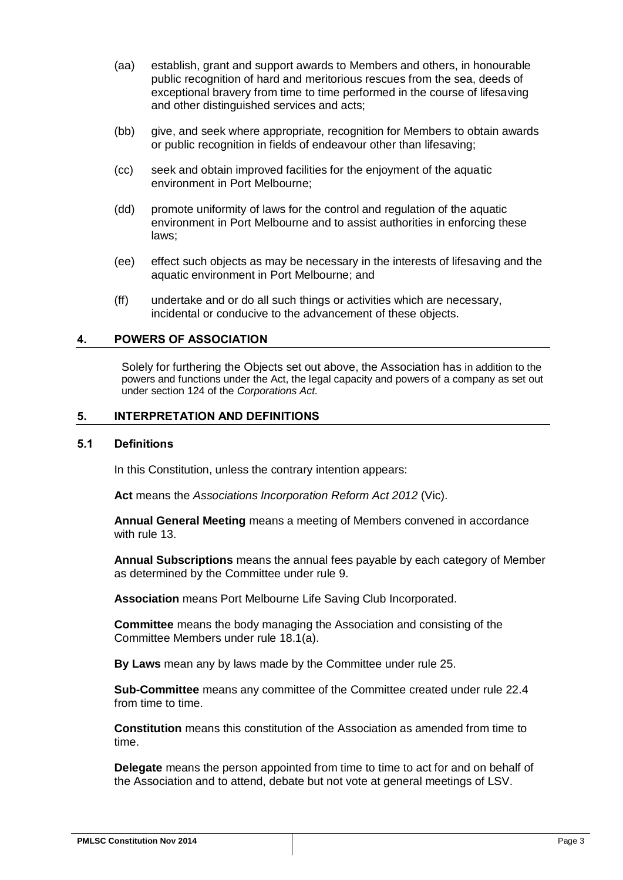(aa) establish, grant and support awards to Members and others, in honourable public recognition of hard and meritorious rescues from the sea, deeds of exceptional bravery from time to time performed in the course of lifesaving and other distinguished services and acts;

(bb) give, and seek where appropriate, recognition for Members to obtain awards or public recognition in fields of endeavour other than lifesaving;

(cc) seek and obtain improved facilities for the enjoyment of the aquatic environment in Port Melbourne;

(dd) promote uniformity of laws for the control and regulation of the aquatic environment in Port Melbourne and to assist authorities in enforcing these laws;

(ee) effect such objects as may be necessary in the interests of lifesaving and the aquatic environment in Port Melbourne; and

(ff) undertake and or do all such things or activities which are necessary, incidental or conducive to the advancement of these objects.

## 4. POWERS OF ASSOCIATION

Solely for furthering the Objects set out above, the Association has in addition to the powers and functions under the Act, the legal capacity and powers of a company as set out under section 124 of the *Corporations Act*.

## 5. INTERPRETATION AND DEFINITIONS

### 5.1 Definitions

In this Constitution, unless the contrary intention appears:

**Act** means the *Associations Incorporation Reform Act 2012* (Vic).

**Annual General Meeting** means a meeting of Members convened in accordance with rule 13.

**Annual Subscriptions** means the annual fees payable by each category of Member as determined by the Committee under rule 9.

**Association** means Port Melbourne Life Saving Club Incorporated.

**Committee** means the body managing the Association and consisting of the Committee Members under rule 18.1(a).

**By Laws** mean any by laws made by the Committee under rule 25.

**Sub-Committee** means any committee of the Committee created under rule 22.4 from time to time.

**Constitution** means this constitution of the Association as amended from time to time.

**Delegate** means the person appointed from time to time to act for and on behalf of the Association and to attend, debate but not vote at general meetings of LSV.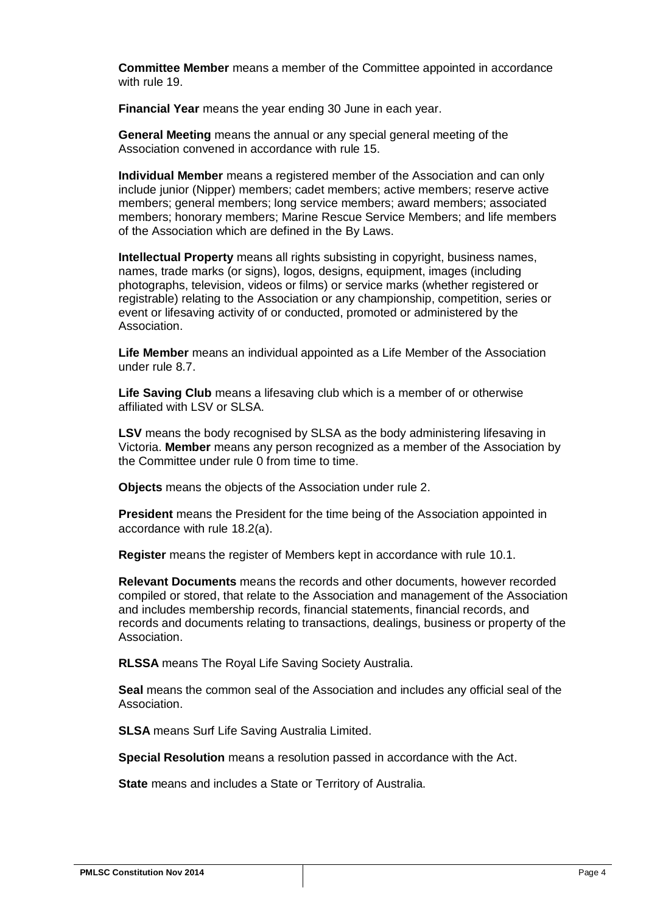**Committee Member** means a member of the Committee appointed in accordance with rule 19.

**Financial Year** means the year ending 30 June in each year.

**General Meeting** means the annual or any special general meeting of the Association convened in accordance with rule 15.

**Individual Member** means a registered member of the Association and can only include junior (Nipper) members; cadet members; active members; reserve active members; general members; long service members; award members; associated members; honorary members; Marine Rescue Service Members; and life members of the Association which are defined in the By Laws.

**Intellectual Property** means all rights subsisting in copyright, business names, names, trade marks (or signs), logos, designs, equipment, images (including photographs, television, videos or films) or service marks (whether registered or registrable) relating to the Association or any championship, competition, series or event or lifesaving activity of or conducted, promoted or administered by the Association.

**Life Member** means an individual appointed as a Life Member of the Association under rule 8.7.

**Life Saving Club** means a lifesaving club which is a member of or otherwise affiliated with LSV or SLSA.

**LSV** means the body recognised by SLSA as the body administering lifesaving in Victoria. **Member** means any person recognized as a member of the Association by the Committee under rule 0 from time to time.

**Objects** means the objects of the Association under rule 2.

**President** means the President for the time being of the Association appointed in accordance with rule 18.2(a).

**Register** means the register of Members kept in accordance with rule 10.1.

**Relevant Documents** means the records and other documents, however recorded compiled or stored, that relate to the Association and management of the Association and includes membership records, financial statements, financial records, and records and documents relating to transactions, dealings, business or property of the Association.

**RLSSA** means The Royal Life Saving Society Australia.

**Seal** means the common seal of the Association and includes any official seal of the Association.

**SLSA** means Surf Life Saving Australia Limited.

**Special Resolution** means a resolution passed in accordance with the Act.

**State** means and includes a State or Territory of Australia.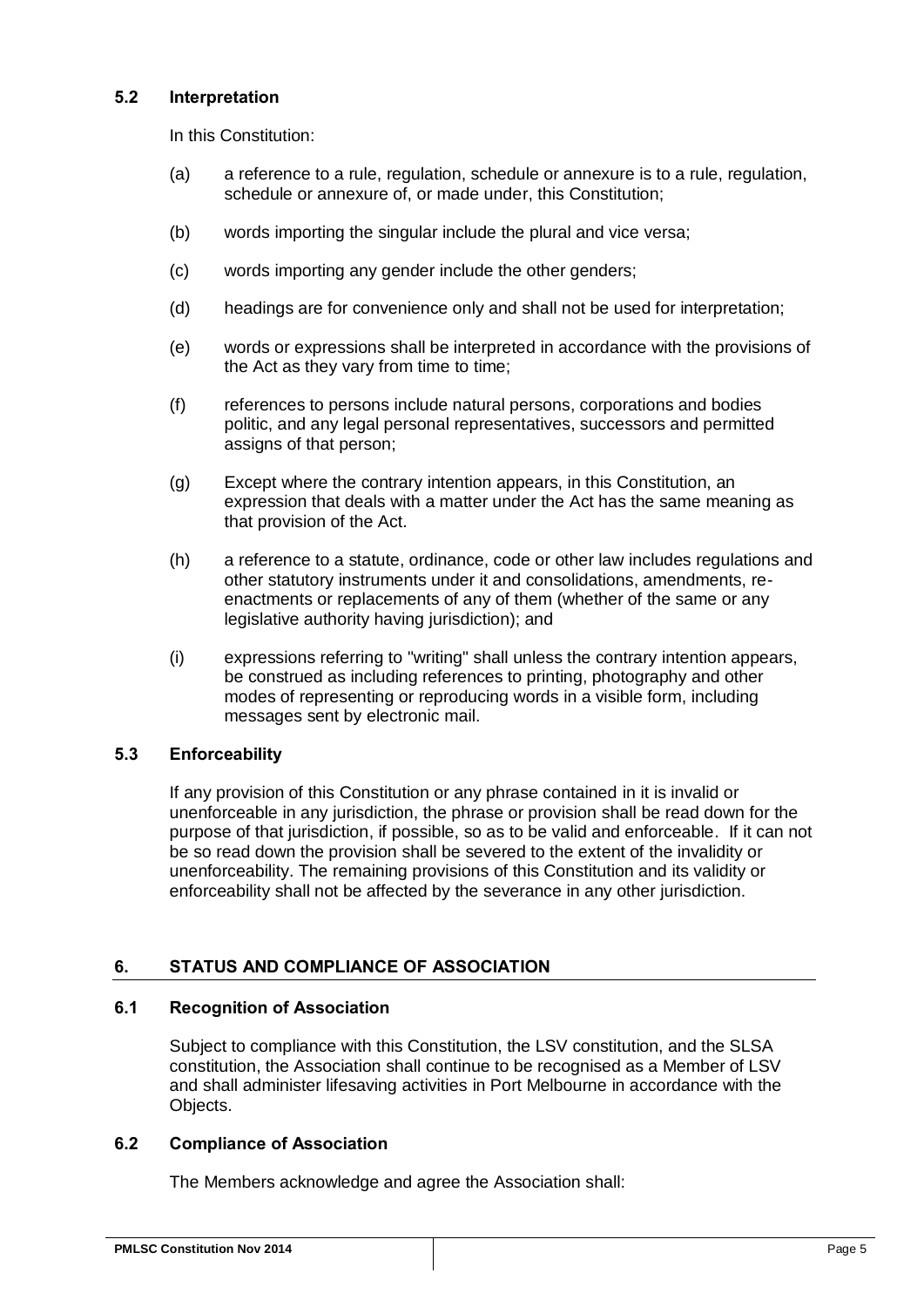### 5.2 Interpretation

In this Constitution:

(a) a reference to a rule, regulation, schedule or annexure is to a rule, regulation, schedule or annexure of, or made under, this Constitution;

(b) words importing the singular include the plural and vice versa;

(c) words importing any gender include the other genders;

(d) headings are for convenience only and shall not be used for interpretation;

(e) words or expressions shall be interpreted in accordance with the provisions of the Act as they vary from time to time;

(f) references to persons include natural persons, corporations and bodies politic, and any legal personal representatives, successors and permitted assigns of that person;

(g) Except where the contrary intention appears, in this Constitution, an expression that deals with a matter under the Act has the same meaning as that provision of the Act.

(h) a reference to a statute, ordinance, code or other law includes regulations and other statutory instruments under it and consolidations, amendments, re-enactments or replacements of any of them (whether of the same or any legislative authority having jurisdiction); and

(i) expressions referring to "writing" shall unless the contrary intention appears, be construed as including references to printing, photography and other modes of representing or reproducing words in a visible form, including messages sent by electronic mail.

### 5.3 Enforceability

If any provision of this Constitution or any phrase contained in it is invalid or unenforceable in any jurisdiction, the phrase or provision shall be read down for the purpose of that jurisdiction, if possible, so as to be valid and enforceable. If it can not be so read down the provision shall be severed to the extent of the invalidity or unenforceability. The remaining provisions of this Constitution and its validity or enforceability shall not be affected by the severance in any other jurisdiction.

## 6. STATUS AND COMPLIANCE OF ASSOCIATION

### 6.1 Recognition of Association

Subject to compliance with this Constitution, the LSV constitution, and the SLSA constitution, the Association shall continue to be recognised as a Member of LSV and shall administer lifesaving activities in Port Melbourne in accordance with the Objects.

### 6.2 Compliance of Association

The Members acknowledge and agree the Association shall: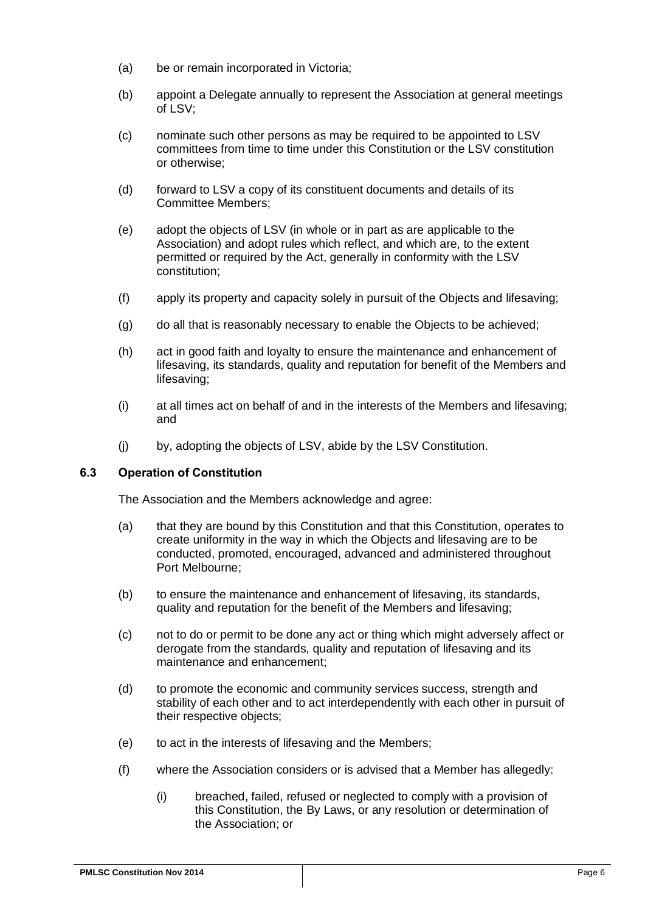(a) be or remain incorporated in Victoria;

(b) appoint a Delegate annually to represent the Association at general meetings of LSV;

(c) nominate such other persons as may be required to be appointed to LSV committees from time to time under this Constitution or the LSV constitution or otherwise;

(d) forward to LSV a copy of its constituent documents and details of its Committee Members;

(e) adopt the objects of LSV (in whole or in part as are applicable to the Association) and adopt rules which reflect, and which are, to the extent permitted or required by the Act, generally in conformity with the LSV constitution;

(f) apply its property and capacity solely in pursuit of the Objects and lifesaving;

(g) do all that is reasonably necessary to enable the Objects to be achieved;

(h) act in good faith and loyalty to ensure the maintenance and enhancement of lifesaving, its standards, quality and reputation for benefit of the Members and lifesaving;

(i) at all times act on behalf of and in the interests of the Members and lifesaving; and

(j) by, adopting the objects of LSV, abide by the LSV Constitution.

### 6.3 Operation of Constitution

The Association and the Members acknowledge and agree:

(a) that they are bound by this Constitution and that this Constitution, operates to create uniformity in the way in which the Objects and lifesaving are to be conducted, promoted, encouraged, advanced and administered throughout Port Melbourne;

(b) to ensure the maintenance and enhancement of lifesaving, its standards, quality and reputation for the benefit of the Members and lifesaving;

(c) not to do or permit to be done any act or thing which might adversely affect or derogate from the standards, quality and reputation of lifesaving and its maintenance and enhancement;

(d) to promote the economic and community services success, strength and stability of each other and to act interdependently with each other in pursuit of their respective objects;

(e) to act in the interests of lifesaving and the Members;

(f) where the Association considers or is advised that a Member has allegedly:

  (i) breached, failed, refused or neglected to comply with a provision of this Constitution, the By Laws, or any resolution or determination of the Association; or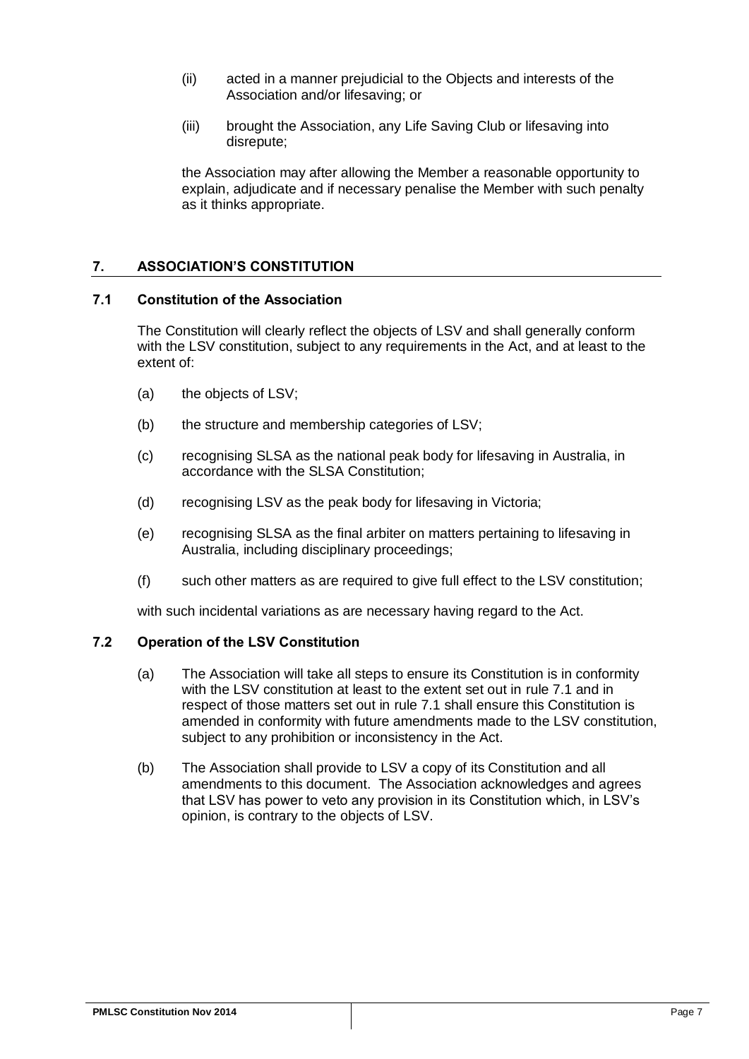(ii) acted in a manner prejudicial to the Objects and interests of the Association and/or lifesaving; or

(iii) brought the Association, any Life Saving Club or lifesaving into disrepute;

the Association may after allowing the Member a reasonable opportunity to explain, adjudicate and if necessary penalise the Member with such penalty as it thinks appropriate.

## 7. ASSOCIATION'S CONSTITUTION

### 7.1 Constitution of the Association

The Constitution will clearly reflect the objects of LSV and shall generally conform with the LSV constitution, subject to any requirements in the Act, and at least to the extent of:

(a) the objects of LSV;

(b) the structure and membership categories of LSV;

(c) recognising SLSA as the national peak body for lifesaving in Australia, in accordance with the SLSA Constitution;

(d) recognising LSV as the peak body for lifesaving in Victoria;

(e) recognising SLSA as the final arbiter on matters pertaining to lifesaving in Australia, including disciplinary proceedings;

(f) such other matters as are required to give full effect to the LSV constitution;

with such incidental variations as are necessary having regard to the Act.

### 7.2 Operation of the LSV Constitution

(a) The Association will take all steps to ensure its Constitution is in conformity with the LSV constitution at least to the extent set out in rule 7.1 and in respect of those matters set out in rule 7.1 shall ensure this Constitution is amended in conformity with future amendments made to the LSV constitution, subject to any prohibition or inconsistency in the Act.

(b) The Association shall provide to LSV a copy of its Constitution and all amendments to this document. The Association acknowledges and agrees that LSV has power to veto any provision in its Constitution which, in LSV's opinion, is contrary to the objects of LSV.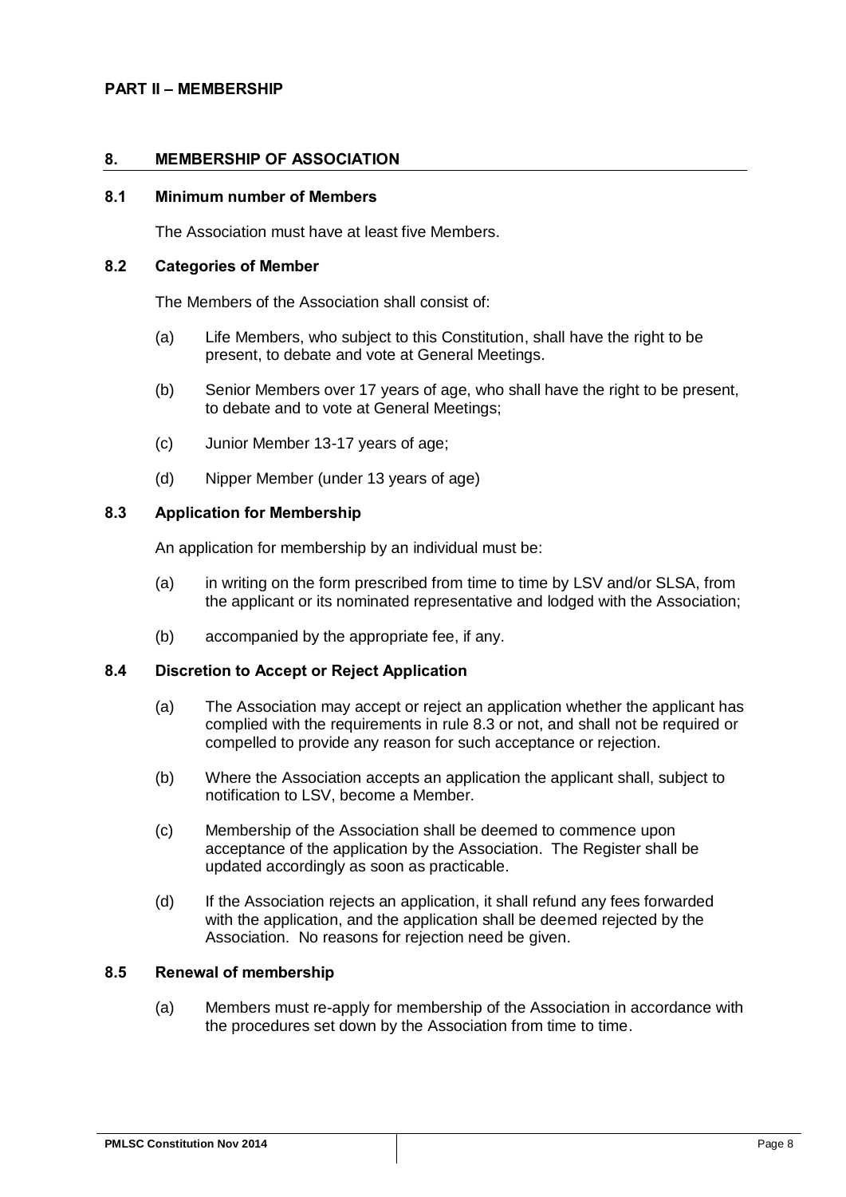## PART II – MEMBERSHIP

### 8. MEMBERSHIP OF ASSOCIATION

#### 8.1 Minimum number of Members

The Association must have at least five Members.

#### 8.2 Categories of Member

The Members of the Association shall consist of:

(a) Life Members, who subject to this Constitution, shall have the right to be present, to debate and vote at General Meetings.

(b) Senior Members over 17 years of age, who shall have the right to be present, to debate and to vote at General Meetings;

(c) Junior Member 13-17 years of age;

(d) Nipper Member (under 13 years of age)

#### 8.3 Application for Membership

An application for membership by an individual must be:

(a) in writing on the form prescribed from time to time by LSV and/or SLSA, from the applicant or its nominated representative and lodged with the Association;

(b) accompanied by the appropriate fee, if any.

#### 8.4 Discretion to Accept or Reject Application

(a) The Association may accept or reject an application whether the applicant has complied with the requirements in rule 8.3 or not, and shall not be required or compelled to provide any reason for such acceptance or rejection.

(b) Where the Association accepts an application the applicant shall, subject to notification to LSV, become a Member.

(c) Membership of the Association shall be deemed to commence upon acceptance of the application by the Association. The Register shall be updated accordingly as soon as practicable.

(d) If the Association rejects an application, it shall refund any fees forwarded with the application, and the application shall be deemed rejected by the Association. No reasons for rejection need be given.

#### 8.5 Renewal of membership

(a) Members must re-apply for membership of the Association in accordance with the procedures set down by the Association from time to time.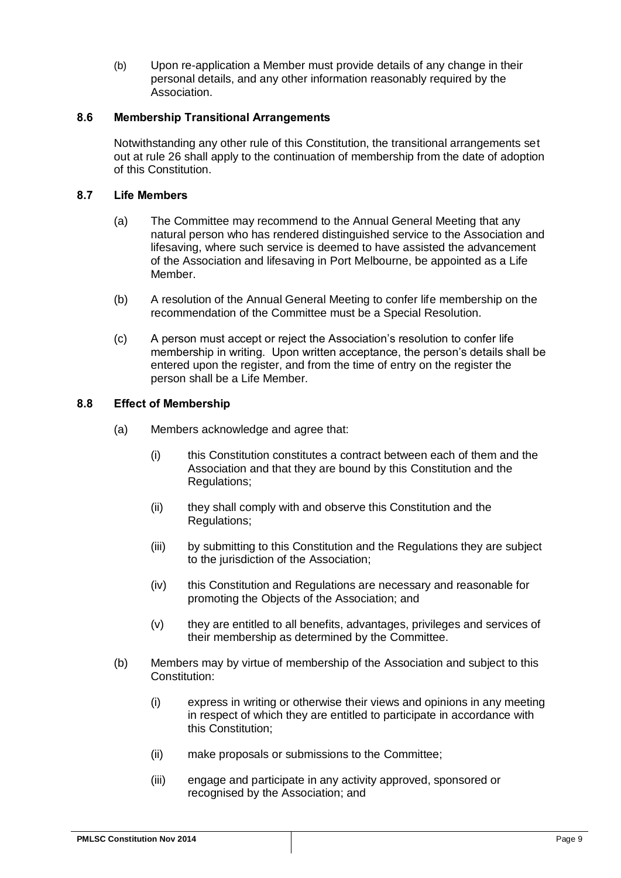(b) Upon re-application a Member must provide details of any change in their personal details, and any other information reasonably required by the Association.

### 8.6 Membership Transitional Arrangements

Notwithstanding any other rule of this Constitution, the transitional arrangements set out at rule 26 shall apply to the continuation of membership from the date of adoption of this Constitution.

### 8.7 Life Members

(a) The Committee may recommend to the Annual General Meeting that any natural person who has rendered distinguished service to the Association and lifesaving, where such service is deemed to have assisted the advancement of the Association and lifesaving in Port Melbourne, be appointed as a Life Member.

(b) A resolution of the Annual General Meeting to confer life membership on the recommendation of the Committee must be a Special Resolution.

(c) A person must accept or reject the Association's resolution to confer life membership in writing. Upon written acceptance, the person's details shall be entered upon the register, and from the time of entry on the register the person shall be a Life Member.

### 8.8 Effect of Membership

(a) Members acknowledge and agree that:

(i) this Constitution constitutes a contract between each of them and the Association and that they are bound by this Constitution and the Regulations;

(ii) they shall comply with and observe this Constitution and the Regulations;

(iii) by submitting to this Constitution and the Regulations they are subject to the jurisdiction of the Association;

(iv) this Constitution and Regulations are necessary and reasonable for promoting the Objects of the Association; and

(v) they are entitled to all benefits, advantages, privileges and services of their membership as determined by the Committee.

(b) Members may by virtue of membership of the Association and subject to this Constitution:

(i) express in writing or otherwise their views and opinions in any meeting in respect of which they are entitled to participate in accordance with this Constitution;

(ii) make proposals or submissions to the Committee;

(iii) engage and participate in any activity approved, sponsored or recognised by the Association; and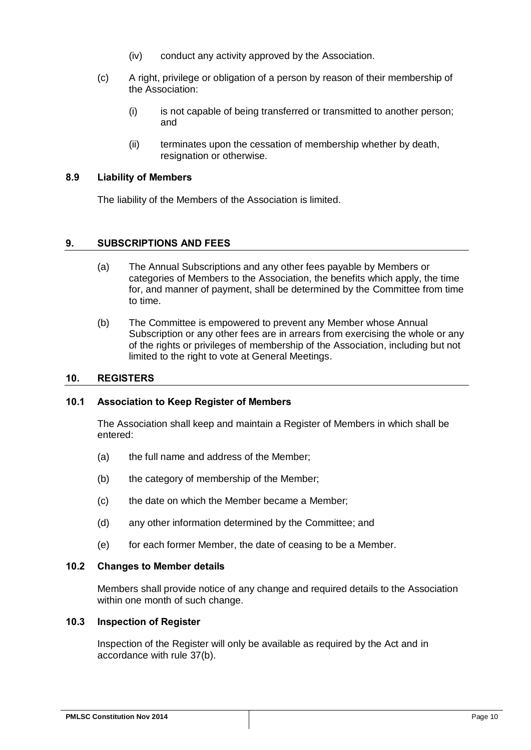(iv) conduct any activity approved by the Association.

(c) A right, privilege or obligation of a person by reason of their membership of the Association:

(i) is not capable of being transferred or transmitted to another person; and

(ii) terminates upon the cessation of membership whether by death, resignation or otherwise.

### 8.9 Liability of Members

The liability of the Members of the Association is limited.

## 9. SUBSCRIPTIONS AND FEES

(a) The Annual Subscriptions and any other fees payable by Members or categories of Members to the Association, the benefits which apply, the time for, and manner of payment, shall be determined by the Committee from time to time.

(b) The Committee is empowered to prevent any Member whose Annual Subscription or any other fees are in arrears from exercising the whole or any of the rights or privileges of membership of the Association, including but not limited to the right to vote at General Meetings.

## 10. REGISTERS

### 10.1 Association to Keep Register of Members

The Association shall keep and maintain a Register of Members in which shall be entered:

(a) the full name and address of the Member;

(b) the category of membership of the Member;

(c) the date on which the Member became a Member;

(d) any other information determined by the Committee; and

(e) for each former Member, the date of ceasing to be a Member.

### 10.2 Changes to Member details

Members shall provide notice of any change and required details to the Association within one month of such change.

### 10.3 Inspection of Register

Inspection of the Register will only be available as required by the Act and in accordance with rule 37(b).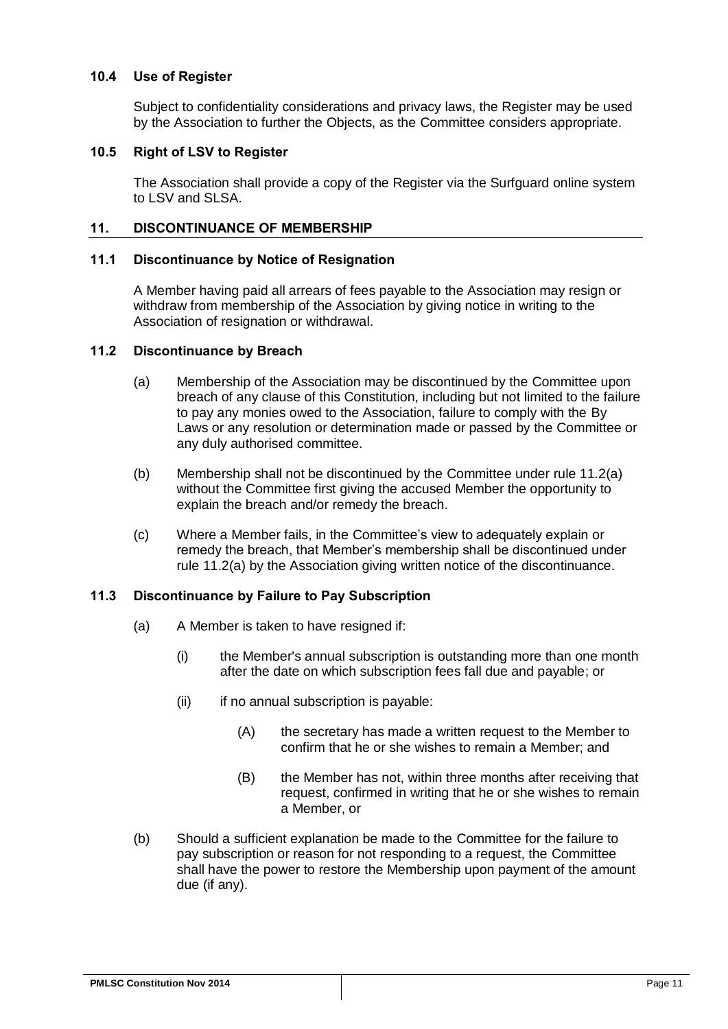### 10.4 Use of Register

Subject to confidentiality considerations and privacy laws, the Register may be used by the Association to further the Objects, as the Committee considers appropriate.

### 10.5 Right of LSV to Register

The Association shall provide a copy of the Register via the Surfguard online system to LSV and SLSA.

## 11. DISCONTINUANCE OF MEMBERSHIP

### 11.1 Discontinuance by Notice of Resignation

A Member having paid all arrears of fees payable to the Association may resign or withdraw from membership of the Association by giving notice in writing to the Association of resignation or withdrawal.

### 11.2 Discontinuance by Breach

(a) Membership of the Association may be discontinued by the Committee upon breach of any clause of this Constitution, including but not limited to the failure to pay any monies owed to the Association, failure to comply with the By Laws or any resolution or determination made or passed by the Committee or any duly authorised committee.

(b) Membership shall not be discontinued by the Committee under rule 11.2(a) without the Committee first giving the accused Member the opportunity to explain the breach and/or remedy the breach.

(c) Where a Member fails, in the Committee's view to adequately explain or remedy the breach, that Member's membership shall be discontinued under rule 11.2(a) by the Association giving written notice of the discontinuance.

### 11.3 Discontinuance by Failure to Pay Subscription

(a) A Member is taken to have resigned if:

  (i) the Member's annual subscription is outstanding more than one month after the date on which subscription fees fall due and payable; or

  (ii) if no annual subscription is payable:

    (A) the secretary has made a written request to the Member to confirm that he or she wishes to remain a Member; and

    (B) the Member has not, within three months after receiving that request, confirmed in writing that he or she wishes to remain a Member, or

(b) Should a sufficient explanation be made to the Committee for the failure to pay subscription or reason for not responding to a request, the Committee shall have the power to restore the Membership upon payment of the amount due (if any).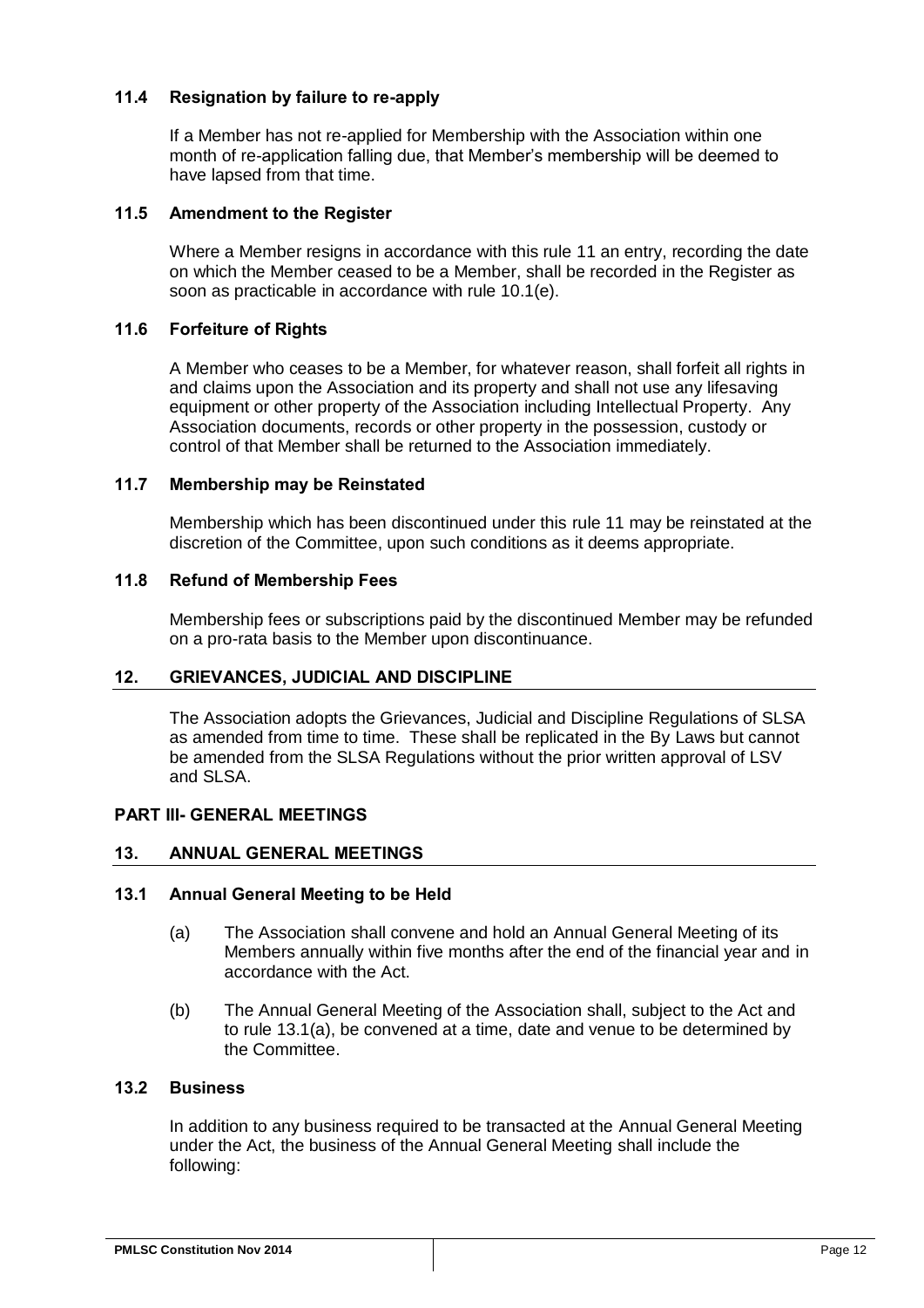### 11.4 Resignation by failure to re-apply

If a Member has not re-applied for Membership with the Association within one month of re-application falling due, that Member's membership will be deemed to have lapsed from that time.

### 11.5 Amendment to the Register

Where a Member resigns in accordance with this rule 11 an entry, recording the date on which the Member ceased to be a Member, shall be recorded in the Register as soon as practicable in accordance with rule 10.1(e).

### 11.6 Forfeiture of Rights

A Member who ceases to be a Member, for whatever reason, shall forfeit all rights in and claims upon the Association and its property and shall not use any lifesaving equipment or other property of the Association including Intellectual Property. Any Association documents, records or other property in the possession, custody or control of that Member shall be returned to the Association immediately.

### 11.7 Membership may be Reinstated

Membership which has been discontinued under this rule 11 may be reinstated at the discretion of the Committee, upon such conditions as it deems appropriate.

### 11.8 Refund of Membership Fees

Membership fees or subscriptions paid by the discontinued Member may be refunded on a pro-rata basis to the Member upon discontinuance.

## 12. GRIEVANCES, JUDICIAL AND DISCIPLINE

The Association adopts the Grievances, Judicial and Discipline Regulations of SLSA as amended from time to time. These shall be replicated in the By Laws but cannot be amended from the SLSA Regulations without the prior written approval of LSV and SLSA.

## PART III- GENERAL MEETINGS

## 13. ANNUAL GENERAL MEETINGS

### 13.1 Annual General Meeting to be Held

(a) The Association shall convene and hold an Annual General Meeting of its Members annually within five months after the end of the financial year and in accordance with the Act.

(b) The Annual General Meeting of the Association shall, subject to the Act and to rule 13.1(a), be convened at a time, date and venue to be determined by the Committee.

### 13.2 Business

In addition to any business required to be transacted at the Annual General Meeting under the Act, the business of the Annual General Meeting shall include the following: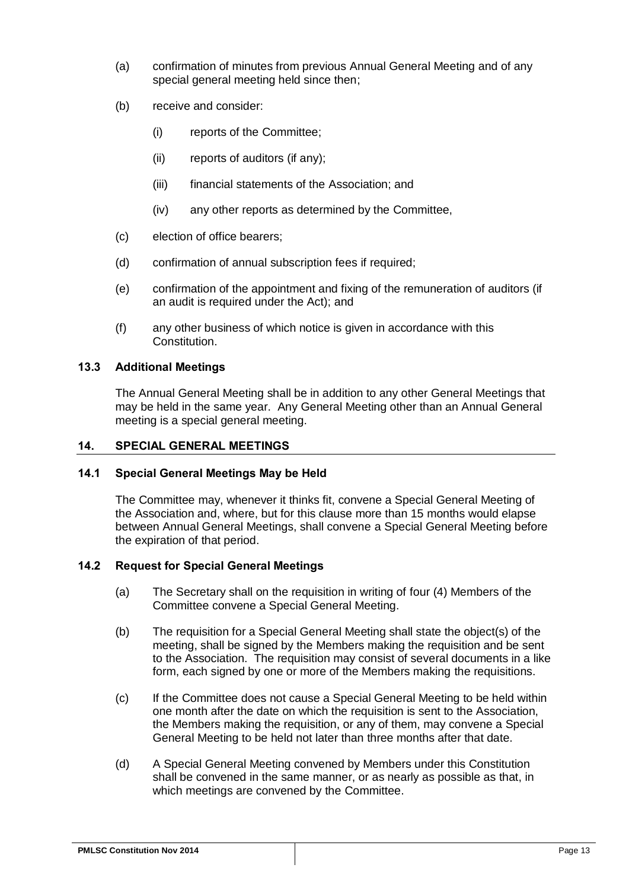(a) confirmation of minutes from previous Annual General Meeting and of any special general meeting held since then;

(b) receive and consider:

  (i) reports of the Committee;

  (ii) reports of auditors (if any);

  (iii) financial statements of the Association; and

  (iv) any other reports as determined by the Committee,

(c) election of office bearers;

(d) confirmation of annual subscription fees if required;

(e) confirmation of the appointment and fixing of the remuneration of auditors (if an audit is required under the Act); and

(f) any other business of which notice is given in accordance with this Constitution.

### 13.3 Additional Meetings

The Annual General Meeting shall be in addition to any other General Meetings that may be held in the same year. Any General Meeting other than an Annual General meeting is a special general meeting.

## 14. SPECIAL GENERAL MEETINGS

### 14.1 Special General Meetings May be Held

The Committee may, whenever it thinks fit, convene a Special General Meeting of the Association and, where, but for this clause more than 15 months would elapse between Annual General Meetings, shall convene a Special General Meeting before the expiration of that period.

### 14.2 Request for Special General Meetings

(a) The Secretary shall on the requisition in writing of four (4) Members of the Committee convene a Special General Meeting.

(b) The requisition for a Special General Meeting shall state the object(s) of the meeting, shall be signed by the Members making the requisition and be sent to the Association. The requisition may consist of several documents in a like form, each signed by one or more of the Members making the requisitions.

(c) If the Committee does not cause a Special General Meeting to be held within one month after the date on which the requisition is sent to the Association, the Members making the requisition, or any of them, may convene a Special General Meeting to be held not later than three months after that date.

(d) A Special General Meeting convened by Members under this Constitution shall be convened in the same manner, or as nearly as possible as that, in which meetings are convened by the Committee.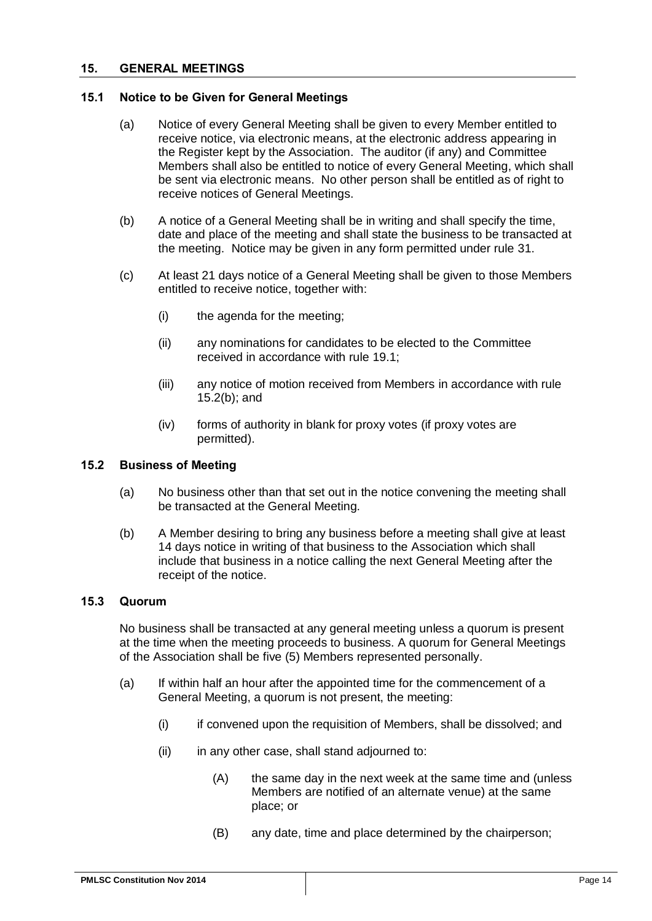## 15. GENERAL MEETINGS

### 15.1 Notice to be Given for General Meetings

(a) Notice of every General Meeting shall be given to every Member entitled to receive notice, via electronic means, at the electronic address appearing in the Register kept by the Association. The auditor (if any) and Committee Members shall also be entitled to notice of every General Meeting, which shall be sent via electronic means. No other person shall be entitled as of right to receive notices of General Meetings.

(b) A notice of a General Meeting shall be in writing and shall specify the time, date and place of the meeting and shall state the business to be transacted at the meeting. Notice may be given in any form permitted under rule 31.

(c) At least 21 days notice of a General Meeting shall be given to those Members entitled to receive notice, together with:

(i) the agenda for the meeting;

(ii) any nominations for candidates to be elected to the Committee received in accordance with rule 19.1;

(iii) any notice of motion received from Members in accordance with rule 15.2(b); and

(iv) forms of authority in blank for proxy votes (if proxy votes are permitted).

### 15.2 Business of Meeting

(a) No business other than that set out in the notice convening the meeting shall be transacted at the General Meeting.

(b) A Member desiring to bring any business before a meeting shall give at least 14 days notice in writing of that business to the Association which shall include that business in a notice calling the next General Meeting after the receipt of the notice.

### 15.3 Quorum

No business shall be transacted at any general meeting unless a quorum is present at the time when the meeting proceeds to business. A quorum for General Meetings of the Association shall be five (5) Members represented personally.

(a) If within half an hour after the appointed time for the commencement of a General Meeting, a quorum is not present, the meeting:

(i) if convened upon the requisition of Members, shall be dissolved; and

(ii) in any other case, shall stand adjourned to:

(A) the same day in the next week at the same time and (unless Members are notified of an alternate venue) at the same place; or

(B) any date, time and place determined by the chairperson;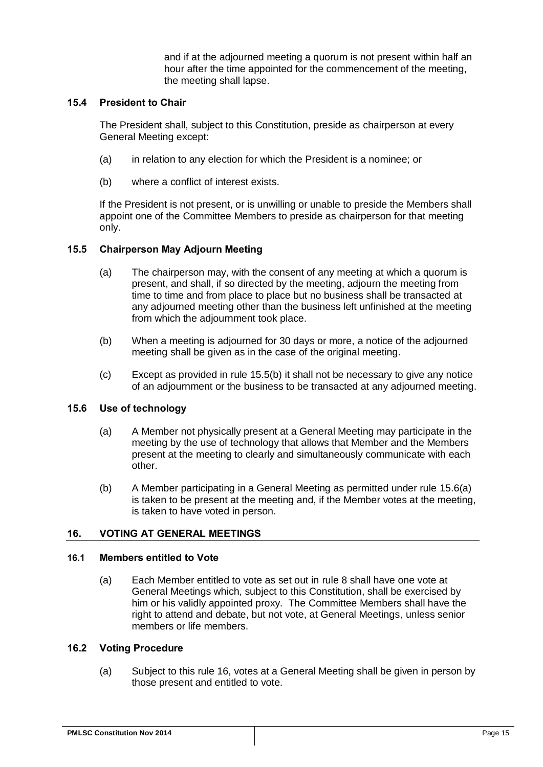and if at the adjourned meeting a quorum is not present within half an hour after the time appointed for the commencement of the meeting, the meeting shall lapse.

### 15.4 President to Chair

The President shall, subject to this Constitution, preside as chairperson at every General Meeting except:

(a) in relation to any election for which the President is a nominee; or

(b) where a conflict of interest exists.

If the President is not present, or is unwilling or unable to preside the Members shall appoint one of the Committee Members to preside as chairperson for that meeting only.

### 15.5 Chairperson May Adjourn Meeting

(a) The chairperson may, with the consent of any meeting at which a quorum is present, and shall, if so directed by the meeting, adjourn the meeting from time to time and from place to place but no business shall be transacted at any adjourned meeting other than the business left unfinished at the meeting from which the adjournment took place.

(b) When a meeting is adjourned for 30 days or more, a notice of the adjourned meeting shall be given as in the case of the original meeting.

(c) Except as provided in rule 15.5(b) it shall not be necessary to give any notice of an adjournment or the business to be transacted at any adjourned meeting.

### 15.6 Use of technology

(a) A Member not physically present at a General Meeting may participate in the meeting by the use of technology that allows that Member and the Members present at the meeting to clearly and simultaneously communicate with each other.

(b) A Member participating in a General Meeting as permitted under rule 15.6(a) is taken to be present at the meeting and, if the Member votes at the meeting, is taken to have voted in person.

## 16. VOTING AT GENERAL MEETINGS

### 16.1 Members entitled to Vote

(a) Each Member entitled to vote as set out in rule 8 shall have one vote at General Meetings which, subject to this Constitution, shall be exercised by him or his validly appointed proxy. The Committee Members shall have the right to attend and debate, but not vote, at General Meetings, unless senior members or life members.

### 16.2 Voting Procedure

(a) Subject to this rule 16, votes at a General Meeting shall be given in person by those present and entitled to vote.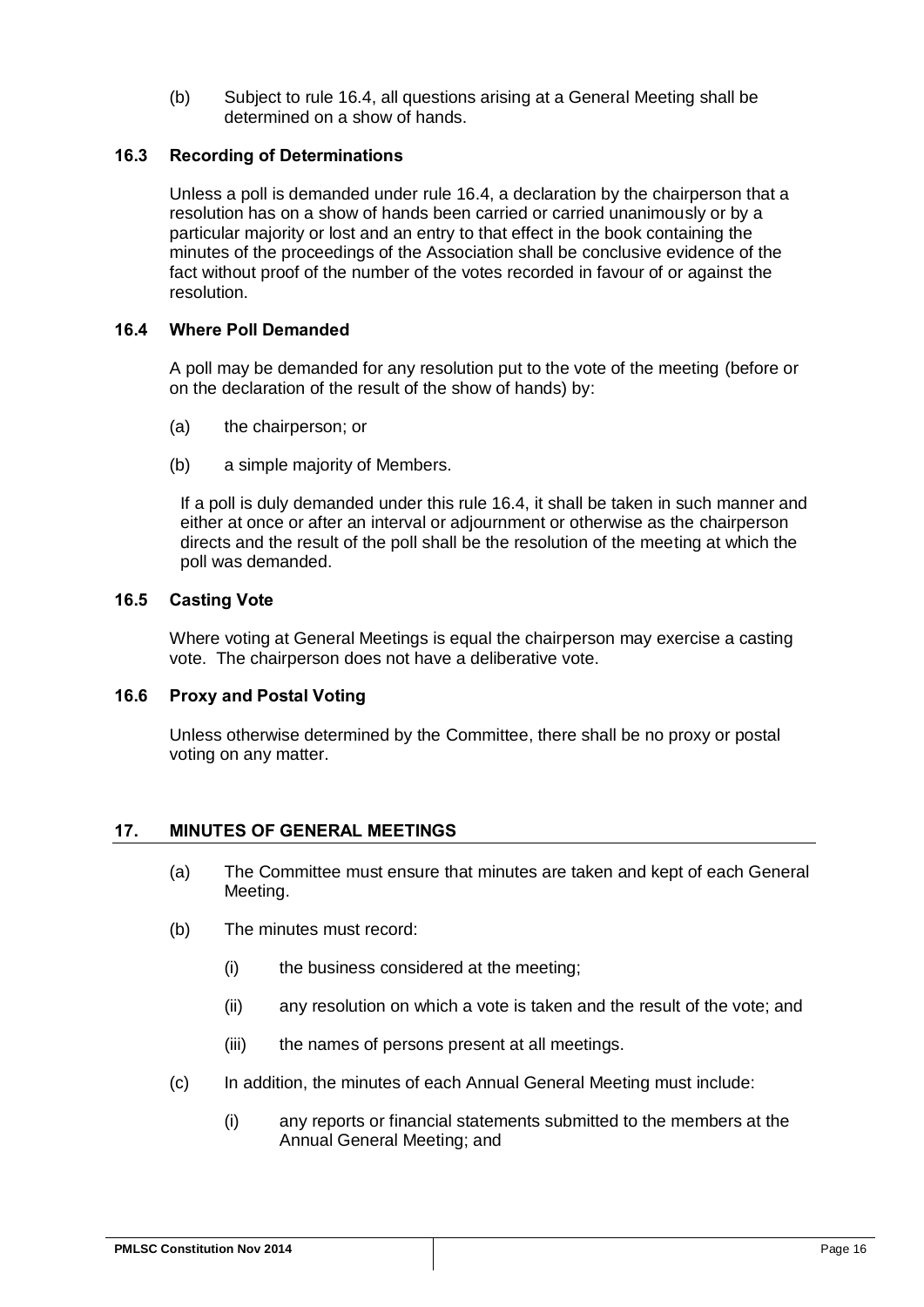(b) Subject to rule 16.4, all questions arising at a General Meeting shall be determined on a show of hands.

### 16.3 Recording of Determinations

Unless a poll is demanded under rule 16.4, a declaration by the chairperson that a resolution has on a show of hands been carried or carried unanimously or by a particular majority or lost and an entry to that effect in the book containing the minutes of the proceedings of the Association shall be conclusive evidence of the fact without proof of the number of the votes recorded in favour of or against the resolution.

### 16.4 Where Poll Demanded

A poll may be demanded for any resolution put to the vote of the meeting (before or on the declaration of the result of the show of hands) by:

(a) the chairperson; or

(b) a simple majority of Members.

If a poll is duly demanded under this rule 16.4, it shall be taken in such manner and either at once or after an interval or adjournment or otherwise as the chairperson directs and the result of the poll shall be the resolution of the meeting at which the poll was demanded.

### 16.5 Casting Vote

Where voting at General Meetings is equal the chairperson may exercise a casting vote. The chairperson does not have a deliberative vote.

### 16.6 Proxy and Postal Voting

Unless otherwise determined by the Committee, there shall be no proxy or postal voting on any matter.

## 17. MINUTES OF GENERAL MEETINGS

(a) The Committee must ensure that minutes are taken and kept of each General Meeting.

(b) The minutes must record:

   (i) the business considered at the meeting;

   (ii) any resolution on which a vote is taken and the result of the vote; and

   (iii) the names of persons present at all meetings.

(c) In addition, the minutes of each Annual General Meeting must include:

   (i) any reports or financial statements submitted to the members at the Annual General Meeting; and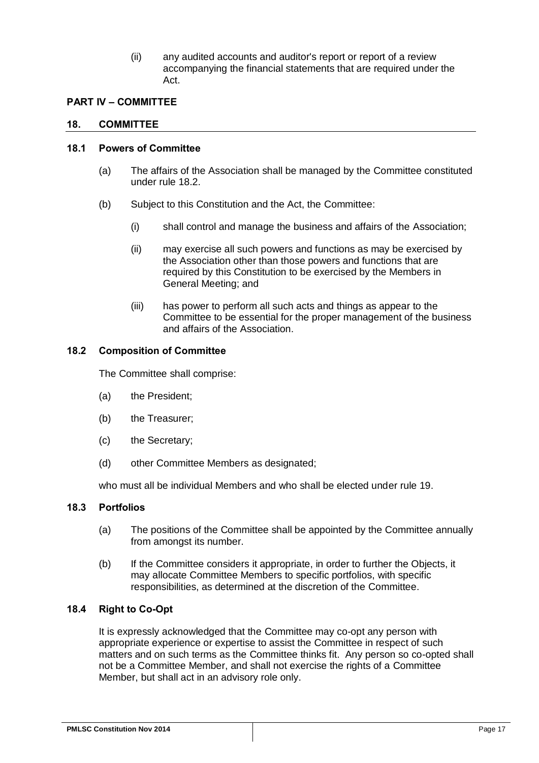(ii) any audited accounts and auditor's report or report of a review accompanying the financial statements that are required under the Act.

## PART IV – COMMITTEE

### 18. COMMITTEE

#### 18.1 Powers of Committee

(a) The affairs of the Association shall be managed by the Committee constituted under rule 18.2.

(b) Subject to this Constitution and the Act, the Committee:

(i) shall control and manage the business and affairs of the Association;

(ii) may exercise all such powers and functions as may be exercised by the Association other than those powers and functions that are required by this Constitution to be exercised by the Members in General Meeting; and

(iii) has power to perform all such acts and things as appear to the Committee to be essential for the proper management of the business and affairs of the Association.

#### 18.2 Composition of Committee

The Committee shall comprise:

(a) the President;

(b) the Treasurer;

(c) the Secretary;

(d) other Committee Members as designated;

who must all be individual Members and who shall be elected under rule 19.

#### 18.3 Portfolios

(a) The positions of the Committee shall be appointed by the Committee annually from amongst its number.

(b) If the Committee considers it appropriate, in order to further the Objects, it may allocate Committee Members to specific portfolios, with specific responsibilities, as determined at the discretion of the Committee.

#### 18.4 Right to Co-Opt

It is expressly acknowledged that the Committee may co-opt any person with appropriate experience or expertise to assist the Committee in respect of such matters and on such terms as the Committee thinks fit. Any person so co-opted shall not be a Committee Member, and shall not exercise the rights of a Committee Member, but shall act in an advisory role only.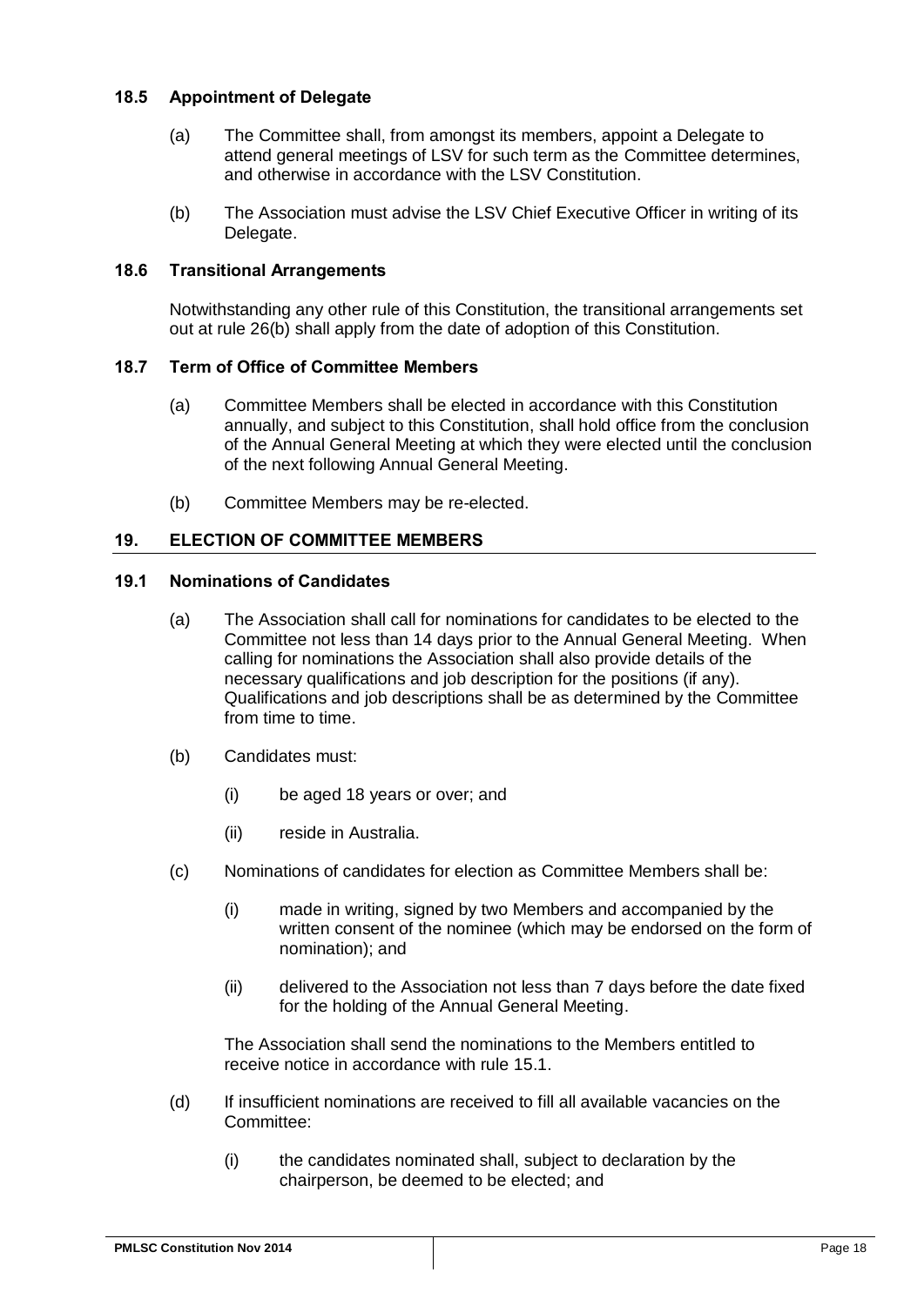### 18.5 Appointment of Delegate

(a) The Committee shall, from amongst its members, appoint a Delegate to attend general meetings of LSV for such term as the Committee determines, and otherwise in accordance with the LSV Constitution.

(b) The Association must advise the LSV Chief Executive Officer in writing of its Delegate.

### 18.6 Transitional Arrangements

Notwithstanding any other rule of this Constitution, the transitional arrangements set out at rule 26(b) shall apply from the date of adoption of this Constitution.

### 18.7 Term of Office of Committee Members

(a) Committee Members shall be elected in accordance with this Constitution annually, and subject to this Constitution, shall hold office from the conclusion of the Annual General Meeting at which they were elected until the conclusion of the next following Annual General Meeting.

(b) Committee Members may be re-elected.

## 19. ELECTION OF COMMITTEE MEMBERS

### 19.1 Nominations of Candidates

(a) The Association shall call for nominations for candidates to be elected to the Committee not less than 14 days prior to the Annual General Meeting. When calling for nominations the Association shall also provide details of the necessary qualifications and job description for the positions (if any). Qualifications and job descriptions shall be as determined by the Committee from time to time.

(b) Candidates must:

(i) be aged 18 years or over; and

(ii) reside in Australia.

(c) Nominations of candidates for election as Committee Members shall be:

(i) made in writing, signed by two Members and accompanied by the written consent of the nominee (which may be endorsed on the form of nomination); and

(ii) delivered to the Association not less than 7 days before the date fixed for the holding of the Annual General Meeting.

The Association shall send the nominations to the Members entitled to receive notice in accordance with rule 15.1.

(d) If insufficient nominations are received to fill all available vacancies on the Committee:

(i) the candidates nominated shall, subject to declaration by the chairperson, be deemed to be elected; and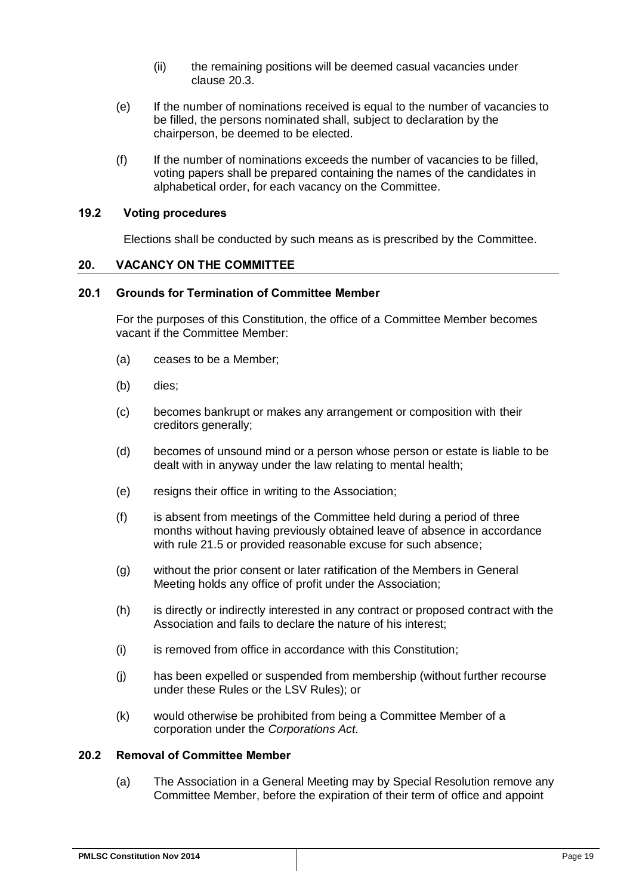(ii) the remaining positions will be deemed casual vacancies under clause 20.3.

(e) If the number of nominations received is equal to the number of vacancies to be filled, the persons nominated shall, subject to declaration by the chairperson, be deemed to be elected.

(f) If the number of nominations exceeds the number of vacancies to be filled, voting papers shall be prepared containing the names of the candidates in alphabetical order, for each vacancy on the Committee.

### 19.2 Voting procedures

Elections shall be conducted by such means as is prescribed by the Committee.

## 20. VACANCY ON THE COMMITTEE

### 20.1 Grounds for Termination of Committee Member

For the purposes of this Constitution, the office of a Committee Member becomes vacant if the Committee Member:

(a) ceases to be a Member;

(b) dies;

(c) becomes bankrupt or makes any arrangement or composition with their creditors generally;

(d) becomes of unsound mind or a person whose person or estate is liable to be dealt with in anyway under the law relating to mental health;

(e) resigns their office in writing to the Association;

(f) is absent from meetings of the Committee held during a period of three months without having previously obtained leave of absence in accordance with rule 21.5 or provided reasonable excuse for such absence;

(g) without the prior consent or later ratification of the Members in General Meeting holds any office of profit under the Association;

(h) is directly or indirectly interested in any contract or proposed contract with the Association and fails to declare the nature of his interest;

(i) is removed from office in accordance with this Constitution;

(j) has been expelled or suspended from membership (without further recourse under these Rules or the LSV Rules); or

(k) would otherwise be prohibited from being a Committee Member of a corporation under the *Corporations Act*.

### 20.2 Removal of Committee Member

(a) The Association in a General Meeting may by Special Resolution remove any Committee Member, before the expiration of their term of office and appoint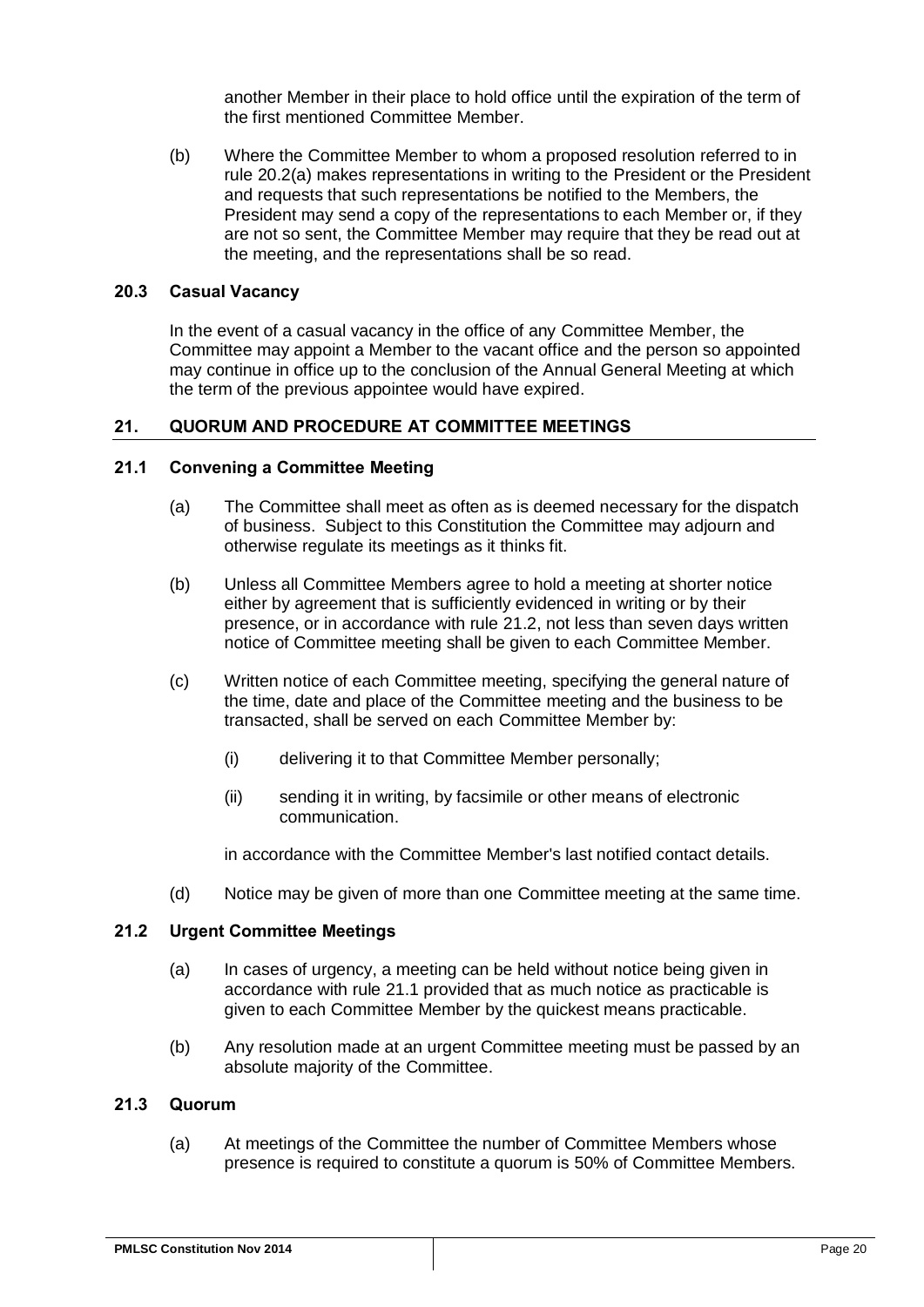another Member in their place to hold office until the expiration of the term of the first mentioned Committee Member.

(b) Where the Committee Member to whom a proposed resolution referred to in rule 20.2(a) makes representations in writing to the President or the President and requests that such representations be notified to the Members, the President may send a copy of the representations to each Member or, if they are not so sent, the Committee Member may require that they be read out at the meeting, and the representations shall be so read.

### 20.3 Casual Vacancy

In the event of a casual vacancy in the office of any Committee Member, the Committee may appoint a Member to the vacant office and the person so appointed may continue in office up to the conclusion of the Annual General Meeting at which the term of the previous appointee would have expired.

## 21. QUORUM AND PROCEDURE AT COMMITTEE MEETINGS

### 21.1 Convening a Committee Meeting

(a) The Committee shall meet as often as is deemed necessary for the dispatch of business. Subject to this Constitution the Committee may adjourn and otherwise regulate its meetings as it thinks fit.

(b) Unless all Committee Members agree to hold a meeting at shorter notice either by agreement that is sufficiently evidenced in writing or by their presence, or in accordance with rule 21.2, not less than seven days written notice of Committee meeting shall be given to each Committee Member.

(c) Written notice of each Committee meeting, specifying the general nature of the time, date and place of the Committee meeting and the business to be transacted, shall be served on each Committee Member by:

(i) delivering it to that Committee Member personally;

(ii) sending it in writing, by facsimile or other means of electronic communication.

in accordance with the Committee Member's last notified contact details.

(d) Notice may be given of more than one Committee meeting at the same time.

### 21.2 Urgent Committee Meetings

(a) In cases of urgency, a meeting can be held without notice being given in accordance with rule 21.1 provided that as much notice as practicable is given to each Committee Member by the quickest means practicable.

(b) Any resolution made at an urgent Committee meeting must be passed by an absolute majority of the Committee.

### 21.3 Quorum

(a) At meetings of the Committee the number of Committee Members whose presence is required to constitute a quorum is 50% of Committee Members.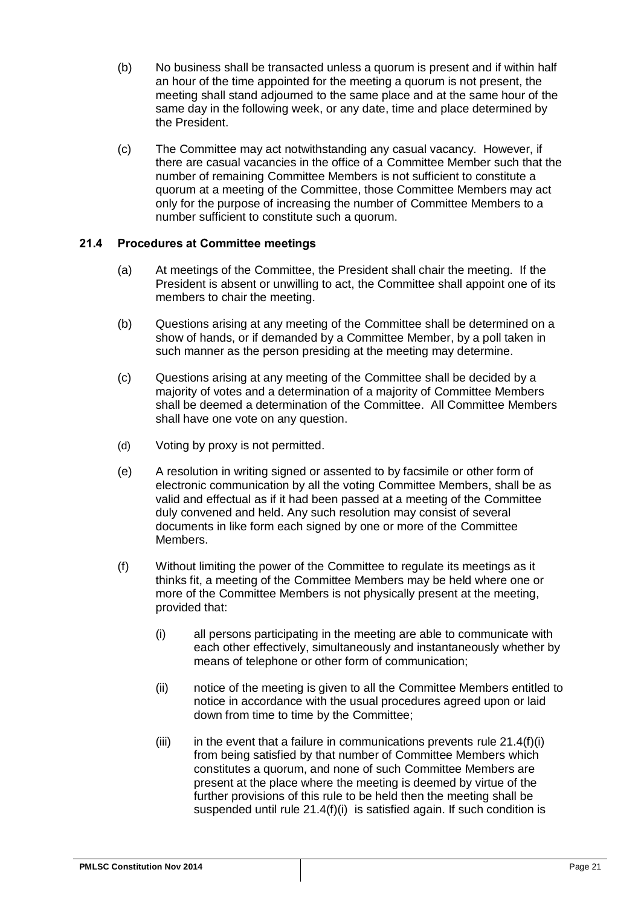(b) No business shall be transacted unless a quorum is present and if within half an hour of the time appointed for the meeting a quorum is not present, the meeting shall stand adjourned to the same place and at the same hour of the same day in the following week, or any date, time and place determined by the President.

(c) The Committee may act notwithstanding any casual vacancy. However, if there are casual vacancies in the office of a Committee Member such that the number of remaining Committee Members is not sufficient to constitute a quorum at a meeting of the Committee, those Committee Members may act only for the purpose of increasing the number of Committee Members to a number sufficient to constitute such a quorum.

### 21.4 Procedures at Committee meetings

(a) At meetings of the Committee, the President shall chair the meeting. If the President is absent or unwilling to act, the Committee shall appoint one of its members to chair the meeting.

(b) Questions arising at any meeting of the Committee shall be determined on a show of hands, or if demanded by a Committee Member, by a poll taken in such manner as the person presiding at the meeting may determine.

(c) Questions arising at any meeting of the Committee shall be decided by a majority of votes and a determination of a majority of Committee Members shall be deemed a determination of the Committee. All Committee Members shall have one vote on any question.

(d) Voting by proxy is not permitted.

(e) A resolution in writing signed or assented to by facsimile or other form of electronic communication by all the voting Committee Members, shall be as valid and effectual as if it had been passed at a meeting of the Committee duly convened and held. Any such resolution may consist of several documents in like form each signed by one or more of the Committee Members.

(f) Without limiting the power of the Committee to regulate its meetings as it thinks fit, a meeting of the Committee Members may be held where one or more of the Committee Members is not physically present at the meeting, provided that:

(i) all persons participating in the meeting are able to communicate with each other effectively, simultaneously and instantaneously whether by means of telephone or other form of communication;

(ii) notice of the meeting is given to all the Committee Members entitled to notice in accordance with the usual procedures agreed upon or laid down from time to time by the Committee;

(iii) in the event that a failure in communications prevents rule 21.4(f)(i) from being satisfied by that number of Committee Members which constitutes a quorum, and none of such Committee Members are present at the place where the meeting is deemed by virtue of the further provisions of this rule to be held then the meeting shall be suspended until rule 21.4(f)(i) is satisfied again. If such condition is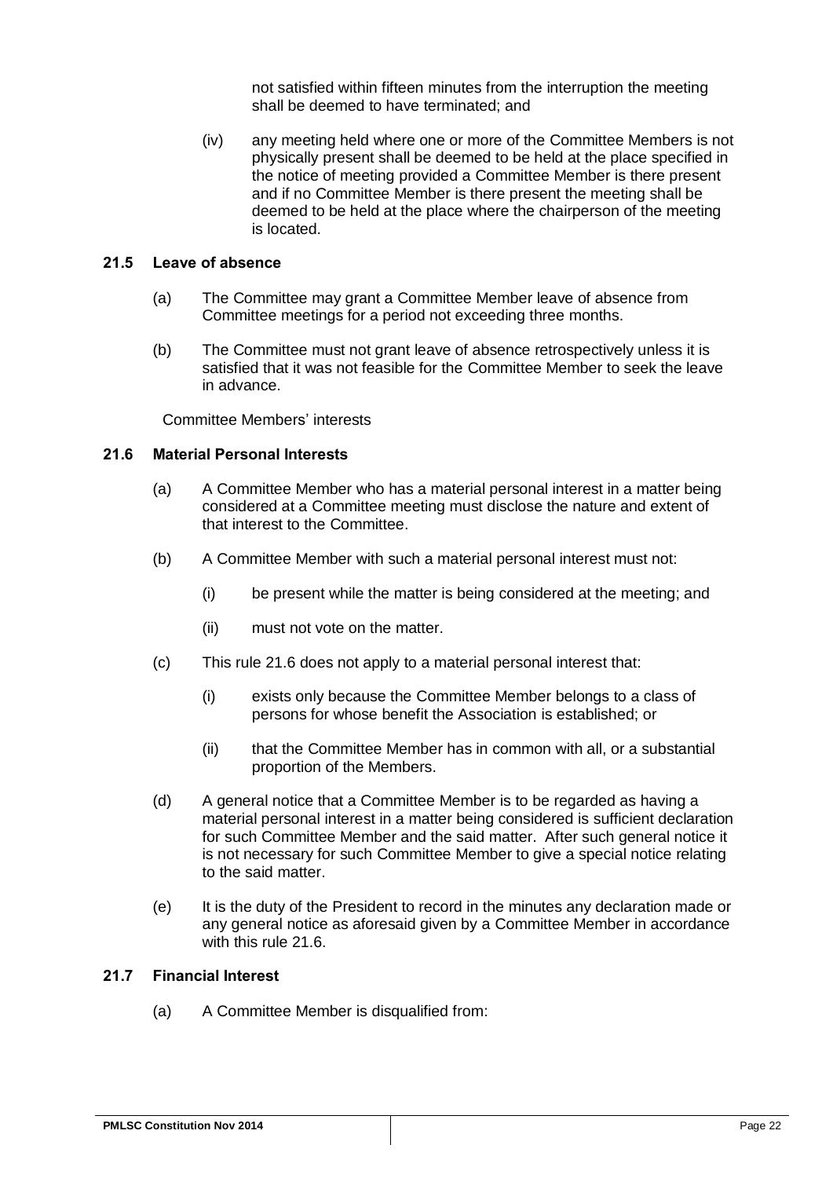not satisfied within fifteen minutes from the interruption the meeting shall be deemed to have terminated; and

(iv) any meeting held where one or more of the Committee Members is not physically present shall be deemed to be held at the place specified in the notice of meeting provided a Committee Member is there present and if no Committee Member is there present the meeting shall be deemed to be held at the place where the chairperson of the meeting is located.

### 21.5 Leave of absence

(a) The Committee may grant a Committee Member leave of absence from Committee meetings for a period not exceeding three months.

(b) The Committee must not grant leave of absence retrospectively unless it is satisfied that it was not feasible for the Committee Member to seek the leave in advance.

Committee Members' interests

### 21.6 Material Personal Interests

(a) A Committee Member who has a material personal interest in a matter being considered at a Committee meeting must disclose the nature and extent of that interest to the Committee.

(b) A Committee Member with such a material personal interest must not:

(i) be present while the matter is being considered at the meeting; and

(ii) must not vote on the matter.

(c) This rule 21.6 does not apply to a material personal interest that:

(i) exists only because the Committee Member belongs to a class of persons for whose benefit the Association is established; or

(ii) that the Committee Member has in common with all, or a substantial proportion of the Members.

(d) A general notice that a Committee Member is to be regarded as having a material personal interest in a matter being considered is sufficient declaration for such Committee Member and the said matter. After such general notice it is not necessary for such Committee Member to give a special notice relating to the said matter.

(e) It is the duty of the President to record in the minutes any declaration made or any general notice as aforesaid given by a Committee Member in accordance with this rule 21.6.

### 21.7 Financial Interest

(a) A Committee Member is disqualified from: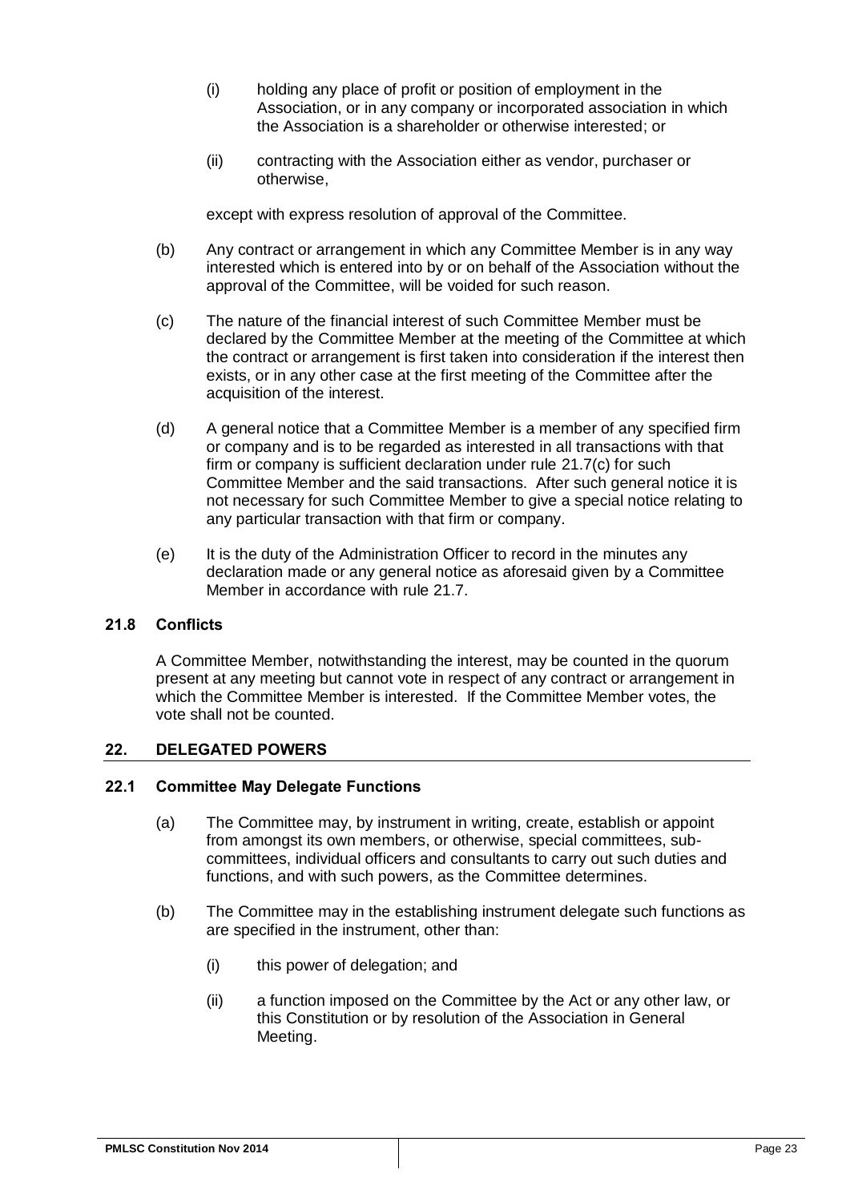(i) holding any place of profit or position of employment in the Association, or in any company or incorporated association in which the Association is a shareholder or otherwise interested; or

(ii) contracting with the Association either as vendor, purchaser or otherwise,

except with express resolution of approval of the Committee.

(b) Any contract or arrangement in which any Committee Member is in any way interested which is entered into by or on behalf of the Association without the approval of the Committee, will be voided for such reason.

(c) The nature of the financial interest of such Committee Member must be declared by the Committee Member at the meeting of the Committee at which the contract or arrangement is first taken into consideration if the interest then exists, or in any other case at the first meeting of the Committee after the acquisition of the interest.

(d) A general notice that a Committee Member is a member of any specified firm or company and is to be regarded as interested in all transactions with that firm or company is sufficient declaration under rule 21.7(c) for such Committee Member and the said transactions. After such general notice it is not necessary for such Committee Member to give a special notice relating to any particular transaction with that firm or company.

(e) It is the duty of the Administration Officer to record in the minutes any declaration made or any general notice as aforesaid given by a Committee Member in accordance with rule 21.7.

### 21.8 Conflicts

A Committee Member, notwithstanding the interest, may be counted in the quorum present at any meeting but cannot vote in respect of any contract or arrangement in which the Committee Member is interested. If the Committee Member votes, the vote shall not be counted.

## 22. DELEGATED POWERS

### 22.1 Committee May Delegate Functions

(a) The Committee may, by instrument in writing, create, establish or appoint from amongst its own members, or otherwise, special committees, sub-committees, individual officers and consultants to carry out such duties and functions, and with such powers, as the Committee determines.

(b) The Committee may in the establishing instrument delegate such functions as are specified in the instrument, other than:

(i) this power of delegation; and

(ii) a function imposed on the Committee by the Act or any other law, or this Constitution or by resolution of the Association in General Meeting.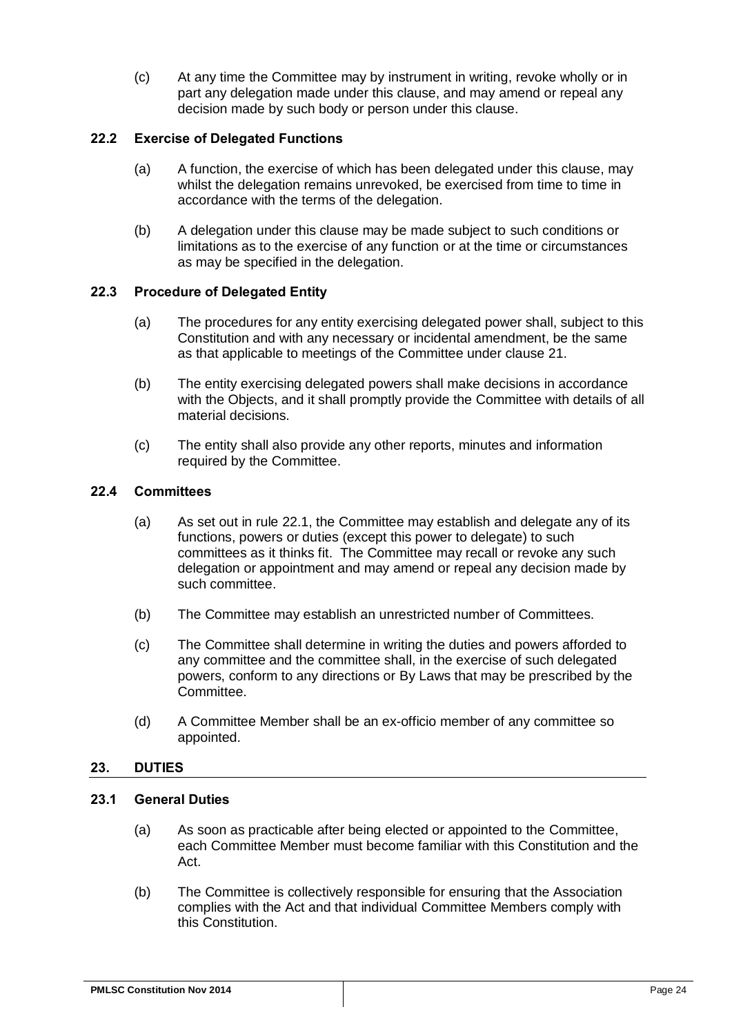(c) At any time the Committee may by instrument in writing, revoke wholly or in part any delegation made under this clause, and may amend or repeal any decision made by such body or person under this clause.

### 22.2 Exercise of Delegated Functions

(a) A function, the exercise of which has been delegated under this clause, may whilst the delegation remains unrevoked, be exercised from time to time in accordance with the terms of the delegation.

(b) A delegation under this clause may be made subject to such conditions or limitations as to the exercise of any function or at the time or circumstances as may be specified in the delegation.

### 22.3 Procedure of Delegated Entity

(a) The procedures for any entity exercising delegated power shall, subject to this Constitution and with any necessary or incidental amendment, be the same as that applicable to meetings of the Committee under clause 21.

(b) The entity exercising delegated powers shall make decisions in accordance with the Objects, and it shall promptly provide the Committee with details of all material decisions.

(c) The entity shall also provide any other reports, minutes and information required by the Committee.

### 22.4 Committees

(a) As set out in rule 22.1, the Committee may establish and delegate any of its functions, powers or duties (except this power to delegate) to such committees as it thinks fit. The Committee may recall or revoke any such delegation or appointment and may amend or repeal any decision made by such committee.

(b) The Committee may establish an unrestricted number of Committees.

(c) The Committee shall determine in writing the duties and powers afforded to any committee and the committee shall, in the exercise of such delegated powers, conform to any directions or By Laws that may be prescribed by the Committee.

(d) A Committee Member shall be an ex-officio member of any committee so appointed.

## 23. DUTIES

### 23.1 General Duties

(a) As soon as practicable after being elected or appointed to the Committee, each Committee Member must become familiar with this Constitution and the Act.

(b) The Committee is collectively responsible for ensuring that the Association complies with the Act and that individual Committee Members comply with this Constitution.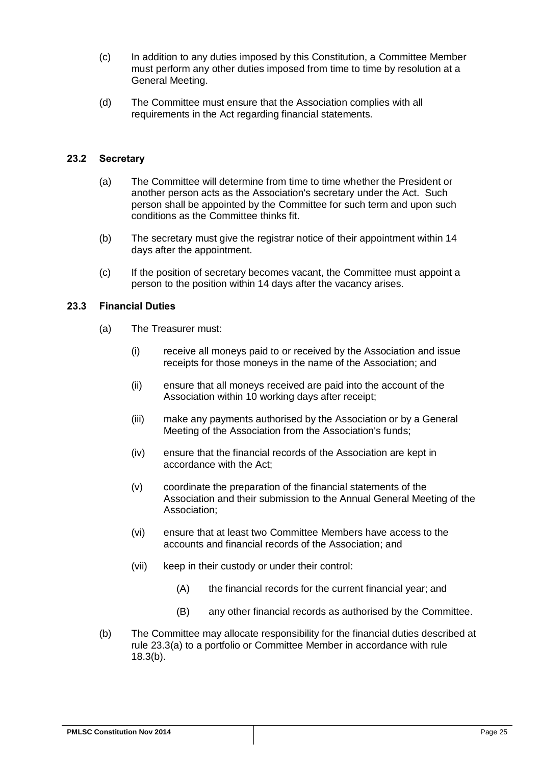(c) In addition to any duties imposed by this Constitution, a Committee Member must perform any other duties imposed from time to time by resolution at a General Meeting.

(d) The Committee must ensure that the Association complies with all requirements in the Act regarding financial statements.

### 23.2 Secretary

(a) The Committee will determine from time to time whether the President or another person acts as the Association's secretary under the Act. Such person shall be appointed by the Committee for such term and upon such conditions as the Committee thinks fit.

(b) The secretary must give the registrar notice of their appointment within 14 days after the appointment.

(c) If the position of secretary becomes vacant, the Committee must appoint a person to the position within 14 days after the vacancy arises.

### 23.3 Financial Duties

(a) The Treasurer must:

(i) receive all moneys paid to or received by the Association and issue receipts for those moneys in the name of the Association; and

(ii) ensure that all moneys received are paid into the account of the Association within 10 working days after receipt;

(iii) make any payments authorised by the Association or by a General Meeting of the Association from the Association's funds;

(iv) ensure that the financial records of the Association are kept in accordance with the Act;

(v) coordinate the preparation of the financial statements of the Association and their submission to the Annual General Meeting of the Association;

(vi) ensure that at least two Committee Members have access to the accounts and financial records of the Association; and

(vii) keep in their custody or under their control:

(A) the financial records for the current financial year; and

(B) any other financial records as authorised by the Committee.

(b) The Committee may allocate responsibility for the financial duties described at rule 23.3(a) to a portfolio or Committee Member in accordance with rule 18.3(b).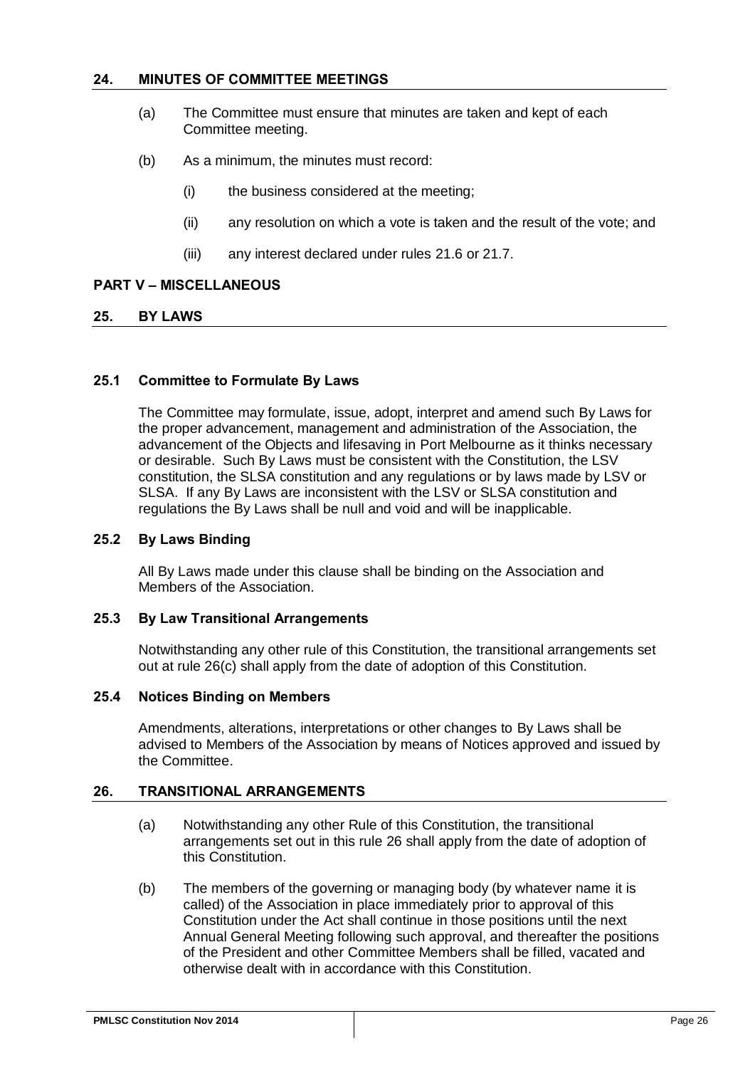## 24. MINUTES OF COMMITTEE MEETINGS

(a) The Committee must ensure that minutes are taken and kept of each Committee meeting.

(b) As a minimum, the minutes must record:

(i) the business considered at the meeting;

(ii) any resolution on which a vote is taken and the result of the vote; and

(iii) any interest declared under rules 21.6 or 21.7.

# PART V – MISCELLANEOUS

## 25. BY LAWS

### 25.1 Committee to Formulate By Laws

The Committee may formulate, issue, adopt, interpret and amend such By Laws for the proper advancement, management and administration of the Association, the advancement of the Objects and lifesaving in Port Melbourne as it thinks necessary or desirable. Such By Laws must be consistent with the Constitution, the LSV constitution, the SLSA constitution and any regulations or by laws made by LSV or SLSA. If any By Laws are inconsistent with the LSV or SLSA constitution and regulations the By Laws shall be null and void and will be inapplicable.

### 25.2 By Laws Binding

All By Laws made under this clause shall be binding on the Association and Members of the Association.

### 25.3 By Law Transitional Arrangements

Notwithstanding any other rule of this Constitution, the transitional arrangements set out at rule 26(c) shall apply from the date of adoption of this Constitution.

### 25.4 Notices Binding on Members

Amendments, alterations, interpretations or other changes to By Laws shall be advised to Members of the Association by means of Notices approved and issued by the Committee.

## 26. TRANSITIONAL ARRANGEMENTS

(a) Notwithstanding any other Rule of this Constitution, the transitional arrangements set out in this rule 26 shall apply from the date of adoption of this Constitution.

(b) The members of the governing or managing body (by whatever name it is called) of the Association in place immediately prior to approval of this Constitution under the Act shall continue in those positions until the next Annual General Meeting following such approval, and thereafter the positions of the President and other Committee Members shall be filled, vacated and otherwise dealt with in accordance with this Constitution.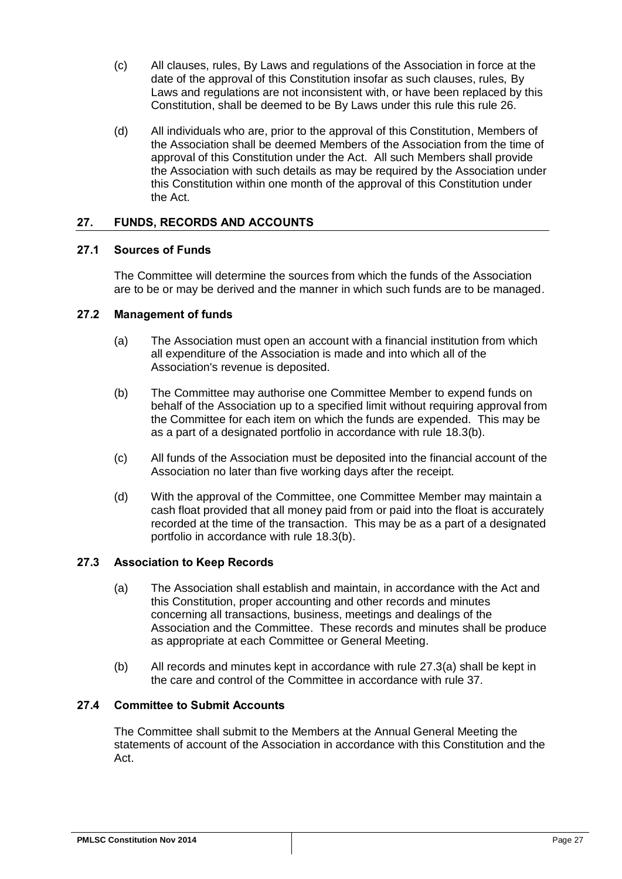(c) All clauses, rules, By Laws and regulations of the Association in force at the date of the approval of this Constitution insofar as such clauses, rules, By Laws and regulations are not inconsistent with, or have been replaced by this Constitution, shall be deemed to be By Laws under this rule this rule 26.

(d) All individuals who are, prior to the approval of this Constitution, Members of the Association shall be deemed Members of the Association from the time of approval of this Constitution under the Act. All such Members shall provide the Association with such details as may be required by the Association under this Constitution within one month of the approval of this Constitution under the Act.

## 27. FUNDS, RECORDS AND ACCOUNTS

### 27.1 Sources of Funds

The Committee will determine the sources from which the funds of the Association are to be or may be derived and the manner in which such funds are to be managed.

### 27.2 Management of funds

(a) The Association must open an account with a financial institution from which all expenditure of the Association is made and into which all of the Association's revenue is deposited.

(b) The Committee may authorise one Committee Member to expend funds on behalf of the Association up to a specified limit without requiring approval from the Committee for each item on which the funds are expended. This may be as a part of a designated portfolio in accordance with rule 18.3(b).

(c) All funds of the Association must be deposited into the financial account of the Association no later than five working days after the receipt.

(d) With the approval of the Committee, one Committee Member may maintain a cash float provided that all money paid from or paid into the float is accurately recorded at the time of the transaction. This may be as a part of a designated portfolio in accordance with rule 18.3(b).

### 27.3 Association to Keep Records

(a) The Association shall establish and maintain, in accordance with the Act and this Constitution, proper accounting and other records and minutes concerning all transactions, business, meetings and dealings of the Association and the Committee. These records and minutes shall be produce as appropriate at each Committee or General Meeting.

(b) All records and minutes kept in accordance with rule 27.3(a) shall be kept in the care and control of the Committee in accordance with rule 37.

### 27.4 Committee to Submit Accounts

The Committee shall submit to the Members at the Annual General Meeting the statements of account of the Association in accordance with this Constitution and the Act.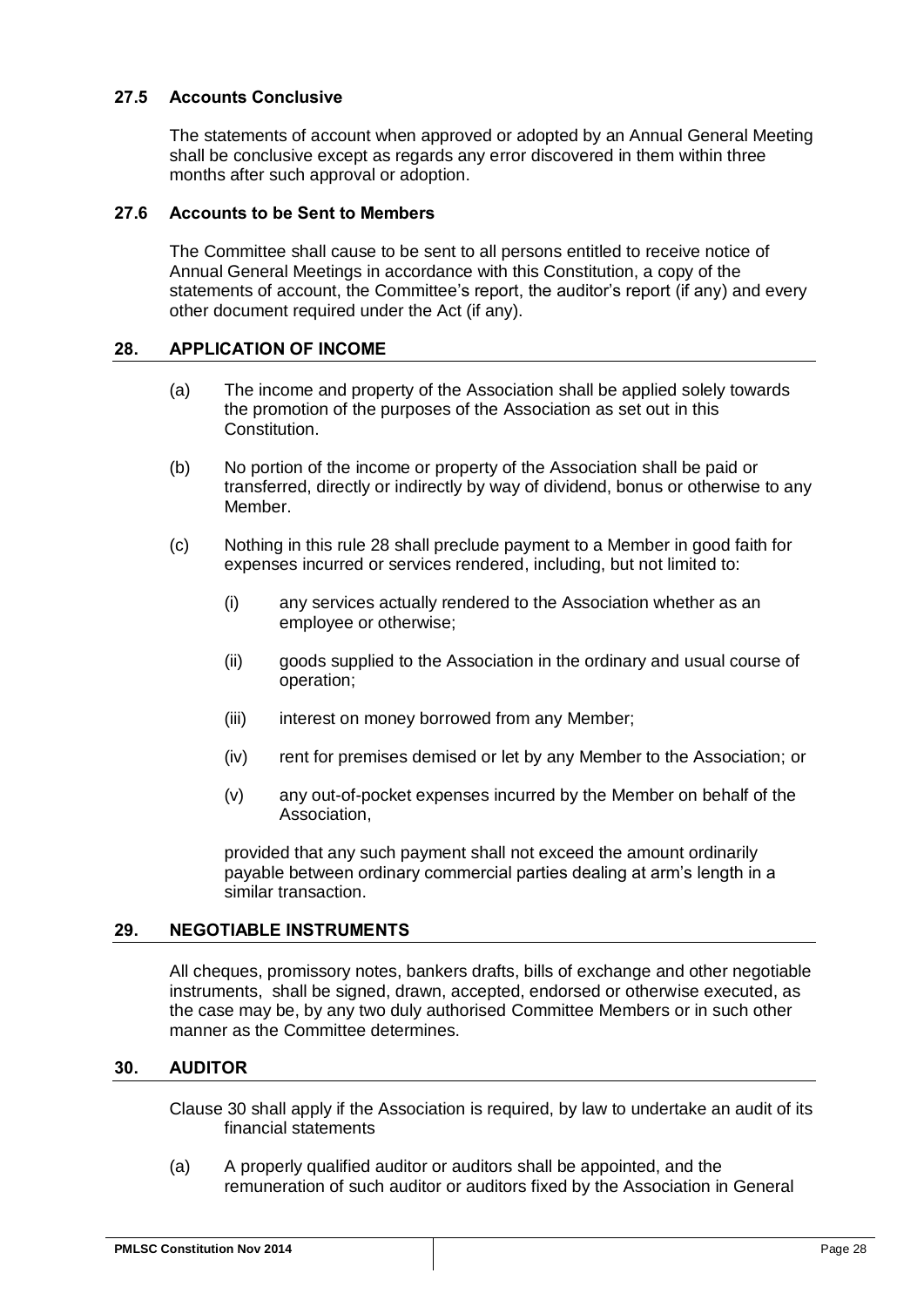### 27.5 Accounts Conclusive

The statements of account when approved or adopted by an Annual General Meeting shall be conclusive except as regards any error discovered in them within three months after such approval or adoption.

### 27.6 Accounts to be Sent to Members

The Committee shall cause to be sent to all persons entitled to receive notice of Annual General Meetings in accordance with this Constitution, a copy of the statements of account, the Committee's report, the auditor's report (if any) and every other document required under the Act (if any).

## 28. APPLICATION OF INCOME

(a) The income and property of the Association shall be applied solely towards the promotion of the purposes of the Association as set out in this Constitution.

(b) No portion of the income or property of the Association shall be paid or transferred, directly or indirectly by way of dividend, bonus or otherwise to any Member.

(c) Nothing in this rule 28 shall preclude payment to a Member in good faith for expenses incurred or services rendered, including, but not limited to:

(i) any services actually rendered to the Association whether as an employee or otherwise;

(ii) goods supplied to the Association in the ordinary and usual course of operation;

(iii) interest on money borrowed from any Member;

(iv) rent for premises demised or let by any Member to the Association; or

(v) any out-of-pocket expenses incurred by the Member on behalf of the Association,

provided that any such payment shall not exceed the amount ordinarily payable between ordinary commercial parties dealing at arm's length in a similar transaction.

## 29. NEGOTIABLE INSTRUMENTS

All cheques, promissory notes, bankers drafts, bills of exchange and other negotiable instruments, shall be signed, drawn, accepted, endorsed or otherwise executed, as the case may be, by any two duly authorised Committee Members or in such other manner as the Committee determines.

## 30. AUDITOR

Clause 30 shall apply if the Association is required, by law to undertake an audit of its financial statements

(a) A properly qualified auditor or auditors shall be appointed, and the remuneration of such auditor or auditors fixed by the Association in General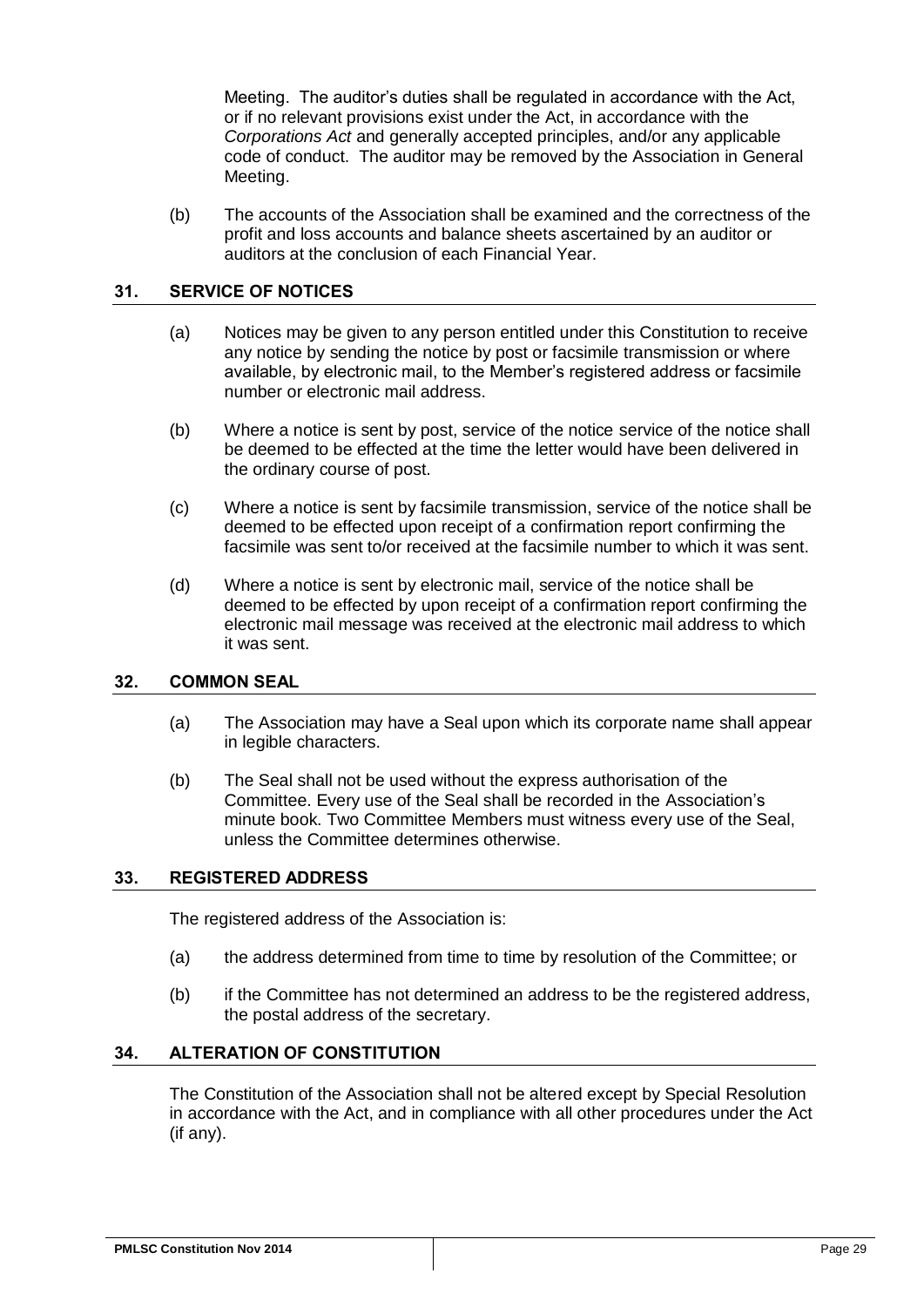Meeting. The auditor's duties shall be regulated in accordance with the Act, or if no relevant provisions exist under the Act, in accordance with the *Corporations Act* and generally accepted principles, and/or any applicable code of conduct. The auditor may be removed by the Association in General Meeting.

(b) The accounts of the Association shall be examined and the correctness of the profit and loss accounts and balance sheets ascertained by an auditor or auditors at the conclusion of each Financial Year.

## 31. SERVICE OF NOTICES

(a) Notices may be given to any person entitled under this Constitution to receive any notice by sending the notice by post or facsimile transmission or where available, by electronic mail, to the Member's registered address or facsimile number or electronic mail address.

(b) Where a notice is sent by post, service of the notice service of the notice shall be deemed to be effected at the time the letter would have been delivered in the ordinary course of post.

(c) Where a notice is sent by facsimile transmission, service of the notice shall be deemed to be effected upon receipt of a confirmation report confirming the facsimile was sent to/or received at the facsimile number to which it was sent.

(d) Where a notice is sent by electronic mail, service of the notice shall be deemed to be effected by upon receipt of a confirmation report confirming the electronic mail message was received at the electronic mail address to which it was sent.

## 32. COMMON SEAL

(a) The Association may have a Seal upon which its corporate name shall appear in legible characters.

(b) The Seal shall not be used without the express authorisation of the Committee. Every use of the Seal shall be recorded in the Association's minute book. Two Committee Members must witness every use of the Seal, unless the Committee determines otherwise.

## 33. REGISTERED ADDRESS

The registered address of the Association is:

(a) the address determined from time to time by resolution of the Committee; or

(b) if the Committee has not determined an address to be the registered address, the postal address of the secretary.

## 34. ALTERATION OF CONSTITUTION

The Constitution of the Association shall not be altered except by Special Resolution in accordance with the Act, and in compliance with all other procedures under the Act (if any).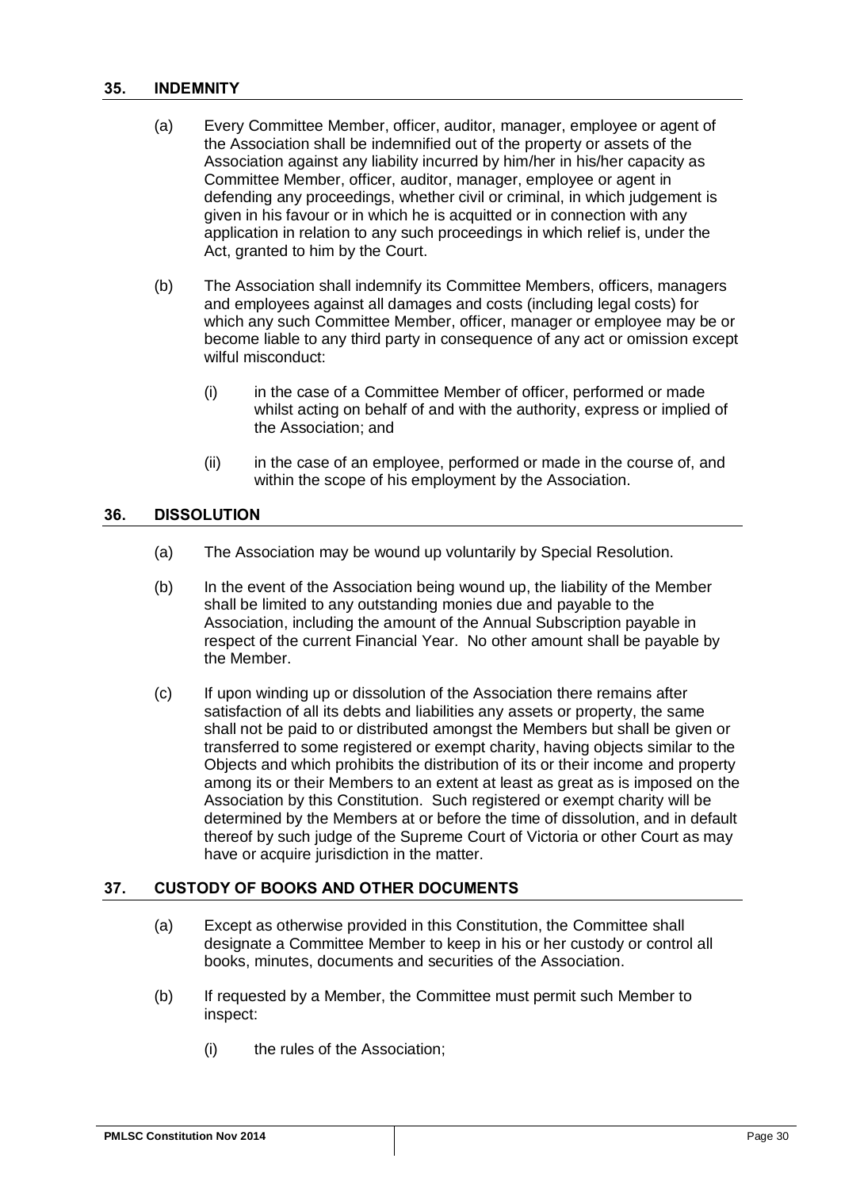## 35. INDEMNITY

(a) Every Committee Member, officer, auditor, manager, employee or agent of the Association shall be indemnified out of the property or assets of the Association against any liability incurred by him/her in his/her capacity as Committee Member, officer, auditor, manager, employee or agent in defending any proceedings, whether civil or criminal, in which judgement is given in his favour or in which he is acquitted or in connection with any application in relation to any such proceedings in which relief is, under the Act, granted to him by the Court.

(b) The Association shall indemnify its Committee Members, officers, managers and employees against all damages and costs (including legal costs) for which any such Committee Member, officer, manager or employee may be or become liable to any third party in consequence of any act or omission except wilful misconduct:

   (i) in the case of a Committee Member of officer, performed or made whilst acting on behalf of and with the authority, express or implied of the Association; and

   (ii) in the case of an employee, performed or made in the course of, and within the scope of his employment by the Association.

## 36. DISSOLUTION

(a) The Association may be wound up voluntarily by Special Resolution.

(b) In the event of the Association being wound up, the liability of the Member shall be limited to any outstanding monies due and payable to the Association, including the amount of the Annual Subscription payable in respect of the current Financial Year. No other amount shall be payable by the Member.

(c) If upon winding up or dissolution of the Association there remains after satisfaction of all its debts and liabilities any assets or property, the same shall not be paid to or distributed amongst the Members but shall be given or transferred to some registered or exempt charity, having objects similar to the Objects and which prohibits the distribution of its or their income and property among its or their Members to an extent at least as great as is imposed on the Association by this Constitution. Such registered or exempt charity will be determined by the Members at or before the time of dissolution, and in default thereof by such judge of the Supreme Court of Victoria or other Court as may have or acquire jurisdiction in the matter.

## 37. CUSTODY OF BOOKS AND OTHER DOCUMENTS

(a) Except as otherwise provided in this Constitution, the Committee shall designate a Committee Member to keep in his or her custody or control all books, minutes, documents and securities of the Association.

(b) If requested by a Member, the Committee must permit such Member to inspect:

   (i) the rules of the Association;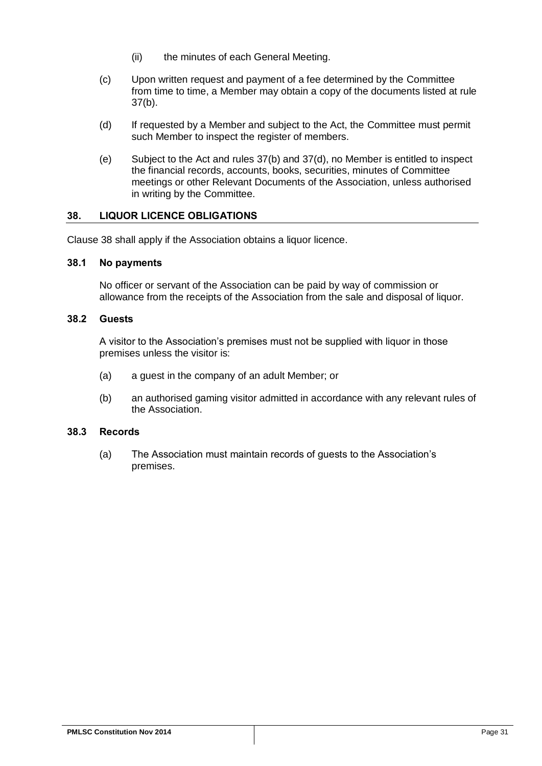(ii) the minutes of each General Meeting.

(c) Upon written request and payment of a fee determined by the Committee from time to time, a Member may obtain a copy of the documents listed at rule 37(b).

(d) If requested by a Member and subject to the Act, the Committee must permit such Member to inspect the register of members.

(e) Subject to the Act and rules 37(b) and 37(d), no Member is entitled to inspect the financial records, accounts, books, securities, minutes of Committee meetings or other Relevant Documents of the Association, unless authorised in writing by the Committee.

## 38. LIQUOR LICENCE OBLIGATIONS

Clause 38 shall apply if the Association obtains a liquor licence.

### 38.1 No payments

No officer or servant of the Association can be paid by way of commission or allowance from the receipts of the Association from the sale and disposal of liquor.

### 38.2 Guests

A visitor to the Association's premises must not be supplied with liquor in those premises unless the visitor is:

(a) a guest in the company of an adult Member; or

(b) an authorised gaming visitor admitted in accordance with any relevant rules of the Association.

### 38.3 Records

(a) The Association must maintain records of guests to the Association's premises.